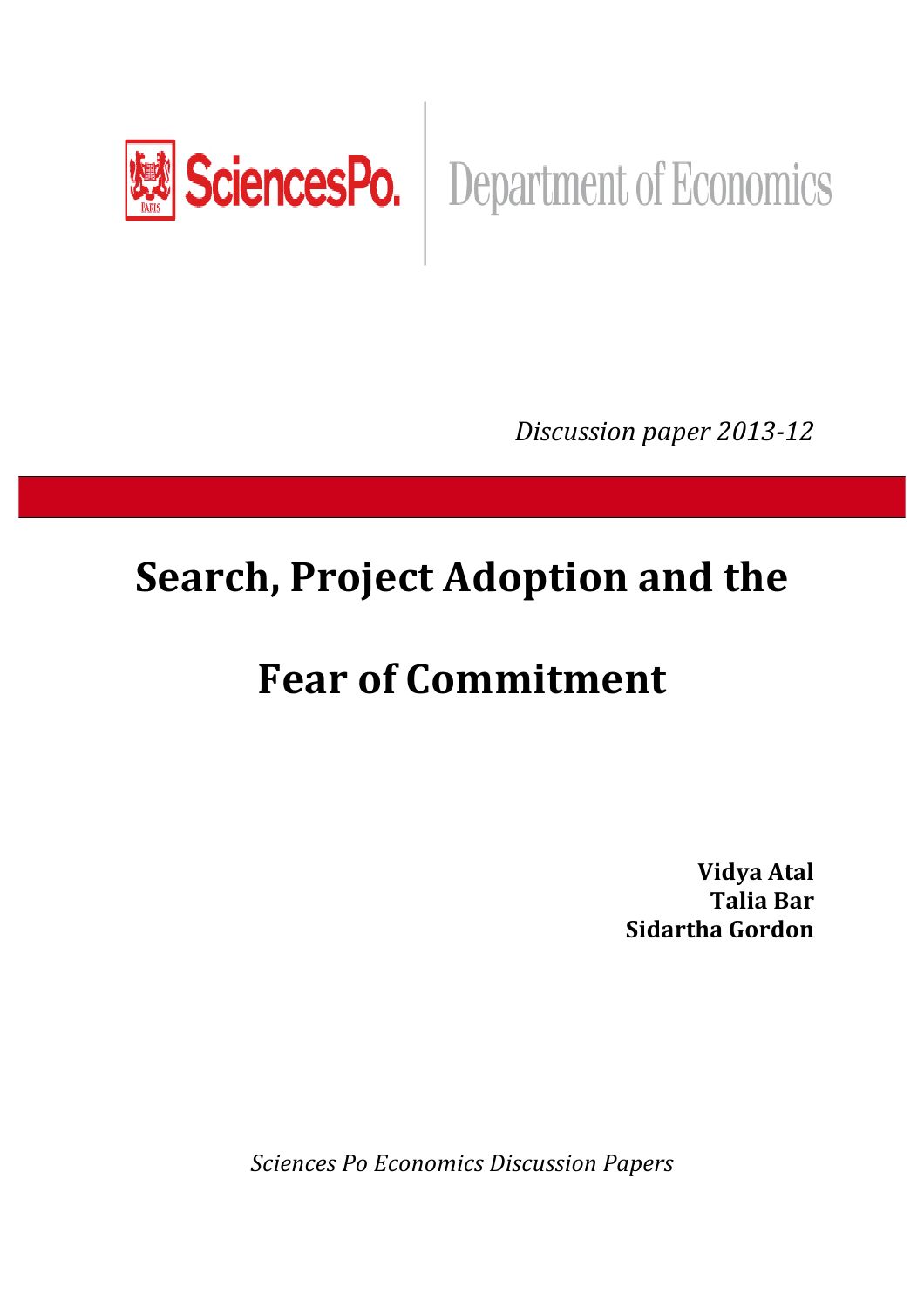SciencesPo. Department of Economics

*Discussion paper 2013-12*

# Search, Project Adoption and the Fear of Commitment

**Vidya Atal**
**Talia Bar**
**Sidartha Gordon**

*Sciences Po Economics Discussion Papers*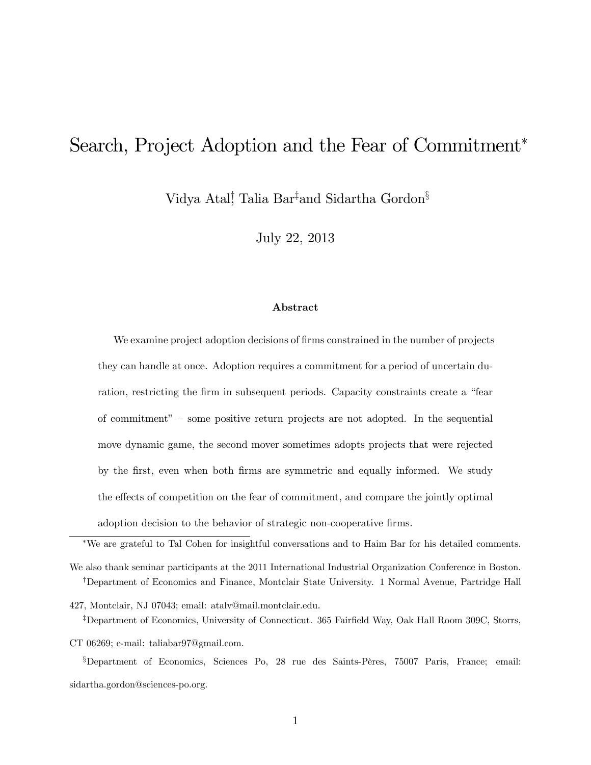# Search, Project Adoption and the Fear of Commitment*

Vidya Atal[†], Talia Bar[‡] and Sidartha Gordon[§]

July 22, 2013

**Abstract**

We examine project adoption decisions of firms constrained in the number of projects they can handle at once. Adoption requires a commitment for a period of uncertain duration, restricting the firm in subsequent periods. Capacity constraints create a "fear of commitment" – some positive return projects are not adopted. In the sequential move dynamic game, the second mover sometimes adopts projects that were rejected by the first, even when both firms are symmetric and equally informed. We study the effects of competition on the fear of commitment, and compare the jointly optimal adoption decision to the behavior of strategic non-cooperative firms.

*We are grateful to Tal Cohen for insightful conversations and to Haim Bar for his detailed comments. We also thank seminar participants at the 2011 International Industrial Organization Conference in Boston.

[†]Department of Economics and Finance, Montclair State University. 1 Normal Avenue, Partridge Hall 427, Montclair, NJ 07043; email: atalv@mail.montclair.edu.

[‡]Department of Economics, University of Connecticut. 365 Fairfield Way, Oak Hall Room 309C, Storrs, CT 06269; e-mail: taliabar97@gmail.com.

[§]Department of Economics, Sciences Po, 28 rue des Saints-Pères, 75007 Paris, France; email: sidartha.gordon@sciences-po.org.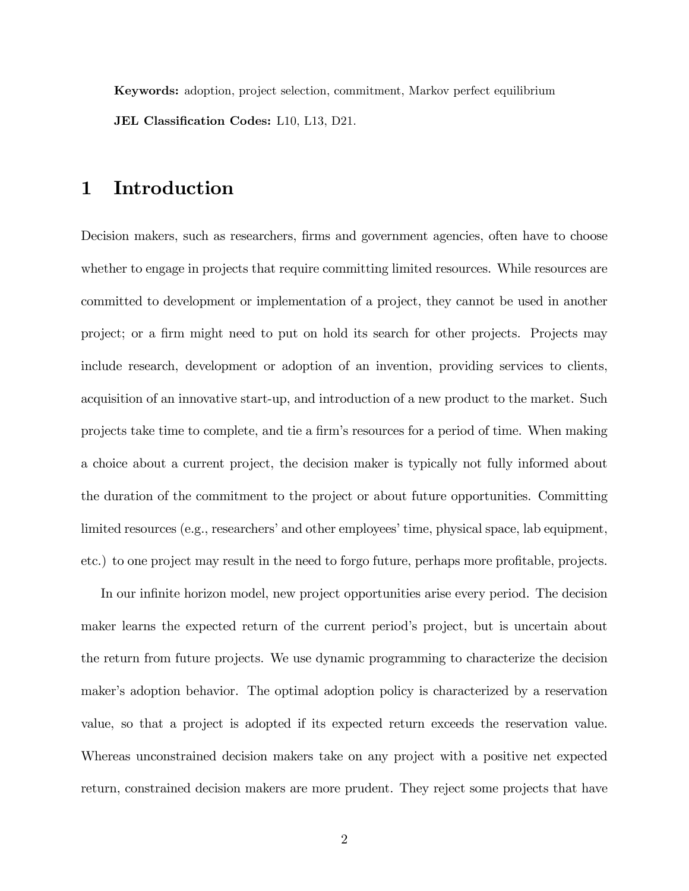**Keywords:** adoption, project selection, commitment, Markov perfect equilibrium

**JEL Classification Codes:** L10, L13, D21.

# 1 Introduction

Decision makers, such as researchers, firms and government agencies, often have to choose whether to engage in projects that require committing limited resources. While resources are committed to development or implementation of a project, they cannot be used in another project; or a firm might need to put on hold its search for other projects. Projects may include research, development or adoption of an invention, providing services to clients, acquisition of an innovative start-up, and introduction of a new product to the market. Such projects take time to complete, and tie a firm's resources for a period of time. When making a choice about a current project, the decision maker is typically not fully informed about the duration of the commitment to the project or about future opportunities. Committing limited resources (e.g., researchers' and other employees' time, physical space, lab equipment, etc.) to one project may result in the need to forgo future, perhaps more profitable, projects.

In our infinite horizon model, new project opportunities arise every period. The decision maker learns the expected return of the current period's project, but is uncertain about the return from future projects. We use dynamic programming to characterize the decision maker's adoption behavior. The optimal adoption policy is characterized by a reservation value, so that a project is adopted if its expected return exceeds the reservation value. Whereas unconstrained decision makers take on any project with a positive net expected return, constrained decision makers are more prudent. They reject some projects that have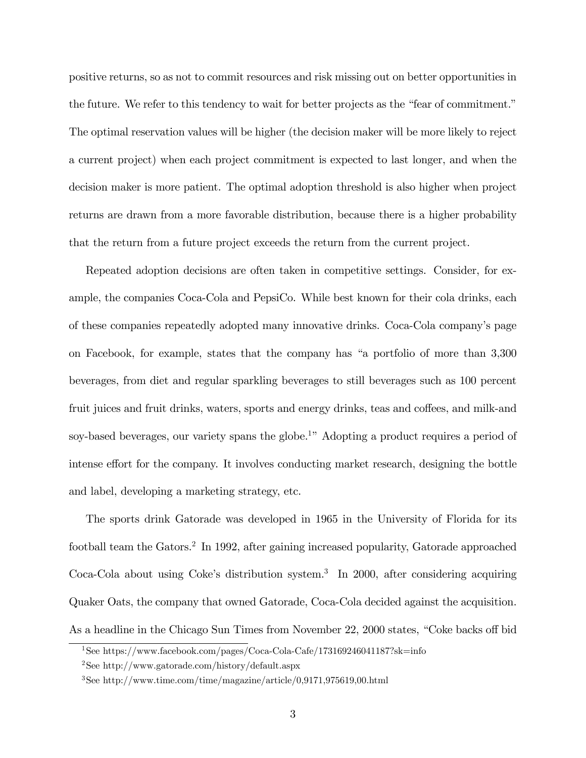positive returns, so as not to commit resources and risk missing out on better opportunities in the future. We refer to this tendency to wait for better projects as the "fear of commitment." The optimal reservation values will be higher (the decision maker will be more likely to reject a current project) when each project commitment is expected to last longer, and when the decision maker is more patient. The optimal adoption threshold is also higher when project returns are drawn from a more favorable distribution, because there is a higher probability that the return from a future project exceeds the return from the current project.

Repeated adoption decisions are often taken in competitive settings. Consider, for example, the companies Coca-Cola and PepsiCo. While best known for their cola drinks, each of these companies repeatedly adopted many innovative drinks. Coca-Cola company's page on Facebook, for example, states that the company has "a portfolio of more than 3,300 beverages, from diet and regular sparkling beverages to still beverages such as 100 percent fruit juices and fruit drinks, waters, sports and energy drinks, teas and coffees, and milk-and soy-based beverages, our variety spans the globe.[1]" Adopting a product requires a period of intense effort for the company. It involves conducting market research, designing the bottle and label, developing a marketing strategy, etc.

The sports drink Gatorade was developed in 1965 in the University of Florida for its football team the Gators.[2] In 1992, after gaining increased popularity, Gatorade approached Coca-Cola about using Coke's distribution system.[3] In 2000, after considering acquiring Quaker Oats, the company that owned Gatorade, Coca-Cola decided against the acquisition. As a headline in the Chicago Sun Times from November 22, 2000 states, "Coke backs off bid

[1] See https://www.facebook.com/pages/Coca-Cola-Cafe/173169246041187?sk=info

[2] See http://www.gatorade.com/history/default.aspx

[3] See http://www.time.com/time/magazine/article/0,9171,975619,00.html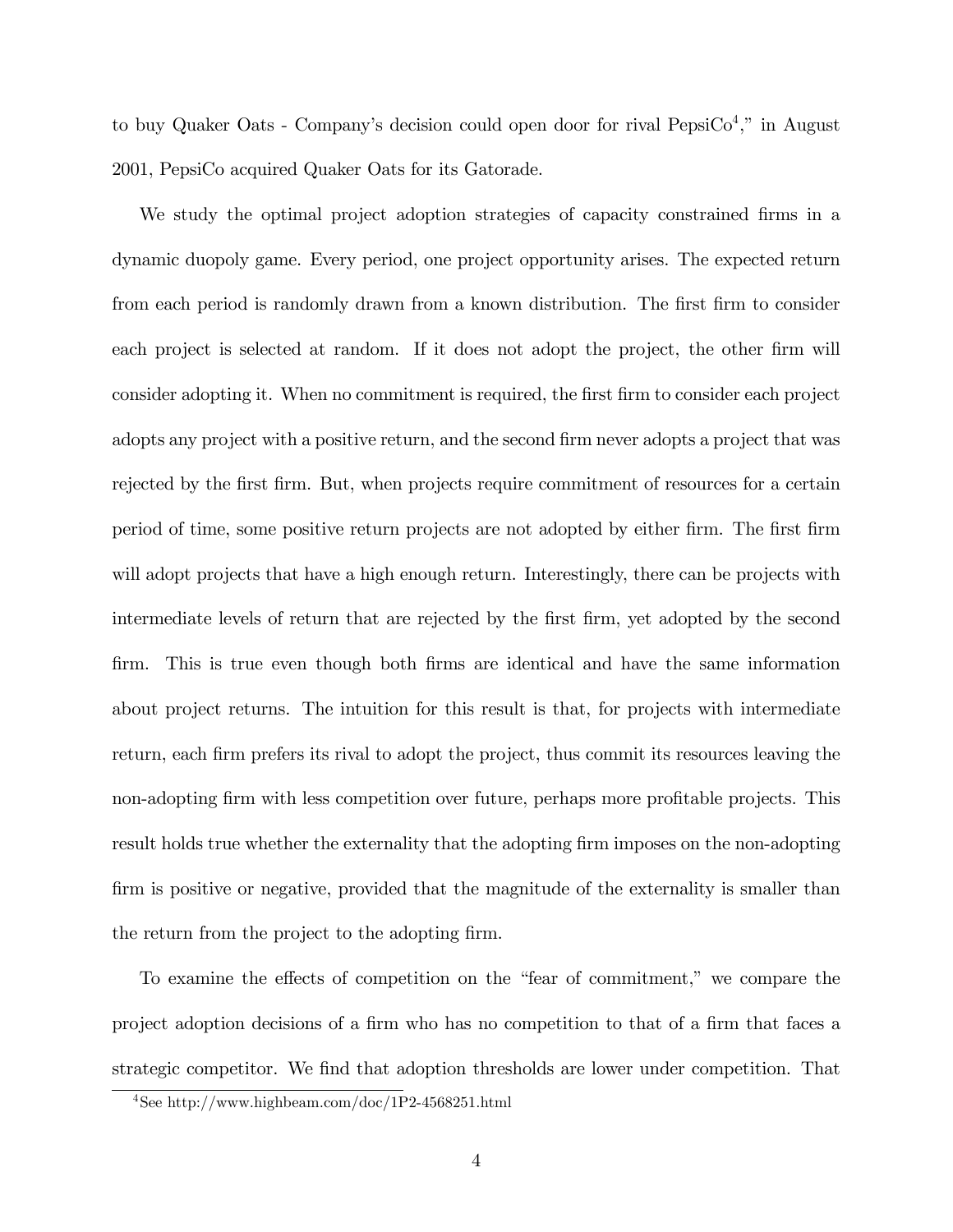to buy Quaker Oats - Company's decision could open door for rival PepsiCo[4]," in August 2001, PepsiCo acquired Quaker Oats for its Gatorade.

We study the optimal project adoption strategies of capacity constrained firms in a dynamic duopoly game. Every period, one project opportunity arises. The expected return from each period is randomly drawn from a known distribution. The first firm to consider each project is selected at random. If it does not adopt the project, the other firm will consider adopting it. When no commitment is required, the first firm to consider each project adopts any project with a positive return, and the second firm never adopts a project that was rejected by the first firm. But, when projects require commitment of resources for a certain period of time, some positive return projects are not adopted by either firm. The first firm will adopt projects that have a high enough return. Interestingly, there can be projects with intermediate levels of return that are rejected by the first firm, yet adopted by the second firm. This is true even though both firms are identical and have the same information about project returns. The intuition for this result is that, for projects with intermediate return, each firm prefers its rival to adopt the project, thus commit its resources leaving the non-adopting firm with less competition over future, perhaps more profitable projects. This result holds true whether the externality that the adopting firm imposes on the non-adopting firm is positive or negative, provided that the magnitude of the externality is smaller than the return from the project to the adopting firm.

To examine the effects of competition on the "fear of commitment," we compare the project adoption decisions of a firm who has no competition to that of a firm that faces a strategic competitor. We find that adoption thresholds are lower under competition. That

[4]See http://www.highbeam.com/doc/1P2-4568251.html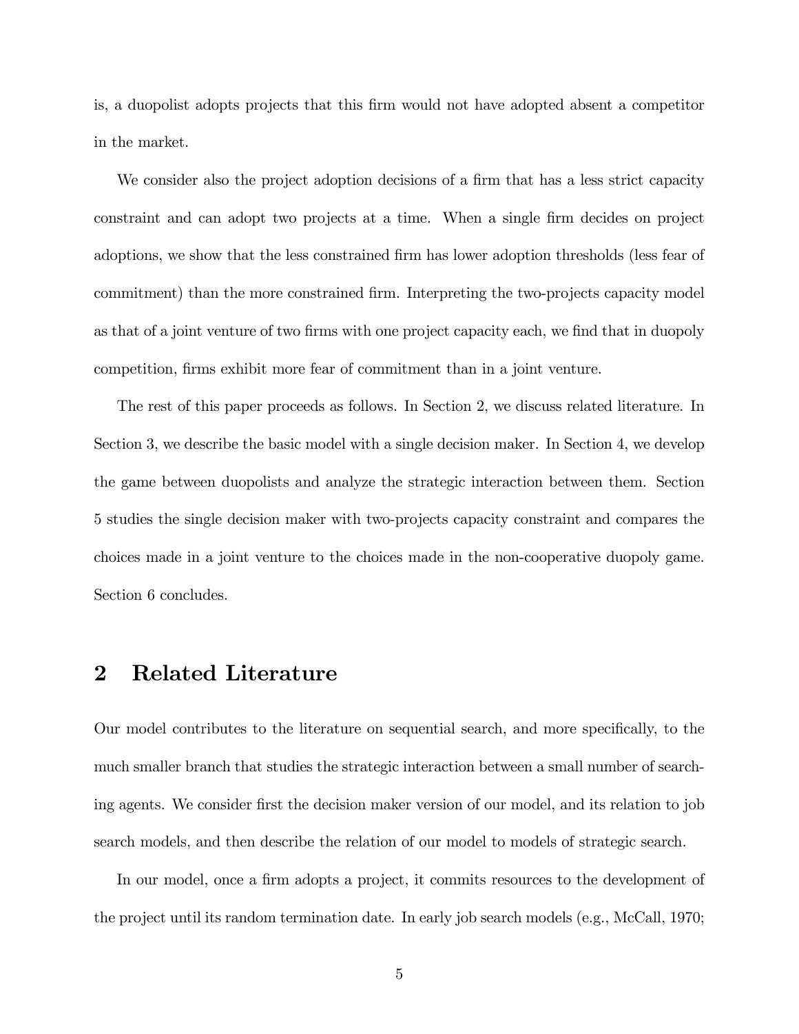is, a duopolist adopts projects that this firm would not have adopted absent a competitor in the market.

We consider also the project adoption decisions of a firm that has a less strict capacity constraint and can adopt two projects at a time. When a single firm decides on project adoptions, we show that the less constrained firm has lower adoption thresholds (less fear of commitment) than the more constrained firm. Interpreting the two-projects capacity model as that of a joint venture of two firms with one project capacity each, we find that in duopoly competition, firms exhibit more fear of commitment than in a joint venture.

The rest of this paper proceeds as follows. In Section 2, we discuss related literature. In Section 3, we describe the basic model with a single decision maker. In Section 4, we develop the game between duopolists and analyze the strategic interaction between them. Section 5 studies the single decision maker with two-projects capacity constraint and compares the choices made in a joint venture to the choices made in the non-cooperative duopoly game. Section 6 concludes.

# 2 Related Literature

Our model contributes to the literature on sequential search, and more specifically, to the much smaller branch that studies the strategic interaction between a small number of searching agents. We consider first the decision maker version of our model, and its relation to job search models, and then describe the relation of our model to models of strategic search.

In our model, once a firm adopts a project, it commits resources to the development of the project until its random termination date. In early job search models (e.g., McCall, 1970;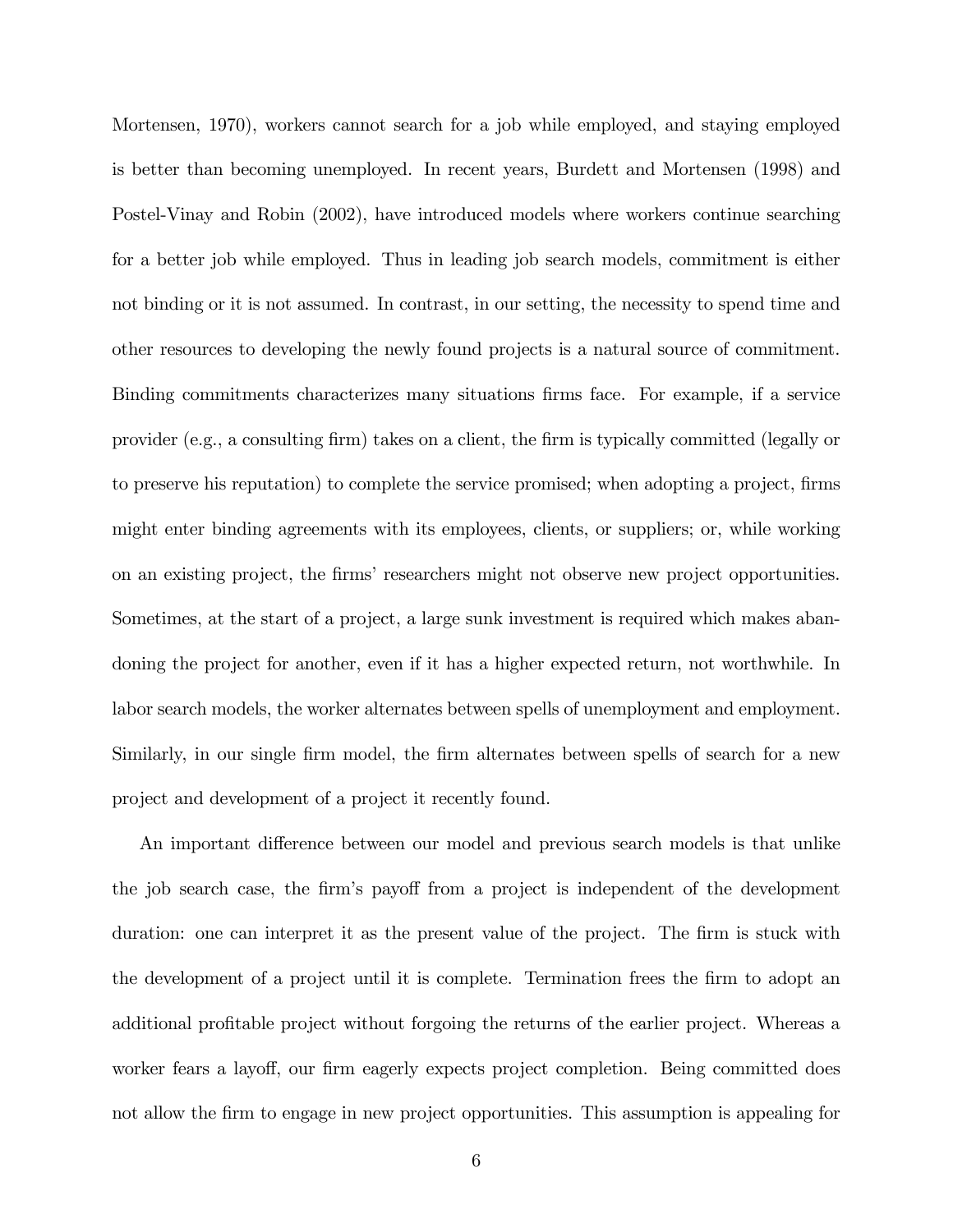Mortensen, 1970), workers cannot search for a job while employed, and staying employed is better than becoming unemployed. In recent years, Burdett and Mortensen (1998) and Postel-Vinay and Robin (2002), have introduced models where workers continue searching for a better job while employed. Thus in leading job search models, commitment is either not binding or it is not assumed. In contrast, in our setting, the necessity to spend time and other resources to developing the newly found projects is a natural source of commitment. Binding commitments characterizes many situations firms face. For example, if a service provider (e.g., a consulting firm) takes on a client, the firm is typically committed (legally or to preserve his reputation) to complete the service promised; when adopting a project, firms might enter binding agreements with its employees, clients, or suppliers; or, while working on an existing project, the firms' researchers might not observe new project opportunities. Sometimes, at the start of a project, a large sunk investment is required which makes abandoning the project for another, even if it has a higher expected return, not worthwhile. In labor search models, the worker alternates between spells of unemployment and employment. Similarly, in our single firm model, the firm alternates between spells of search for a new project and development of a project it recently found.

An important difference between our model and previous search models is that unlike the job search case, the firm's payoff from a project is independent of the development duration: one can interpret it as the present value of the project. The firm is stuck with the development of a project until it is complete. Termination frees the firm to adopt an additional profitable project without forgoing the returns of the earlier project. Whereas a worker fears a layoff, our firm eagerly expects project completion. Being committed does not allow the firm to engage in new project opportunities. This assumption is appealing for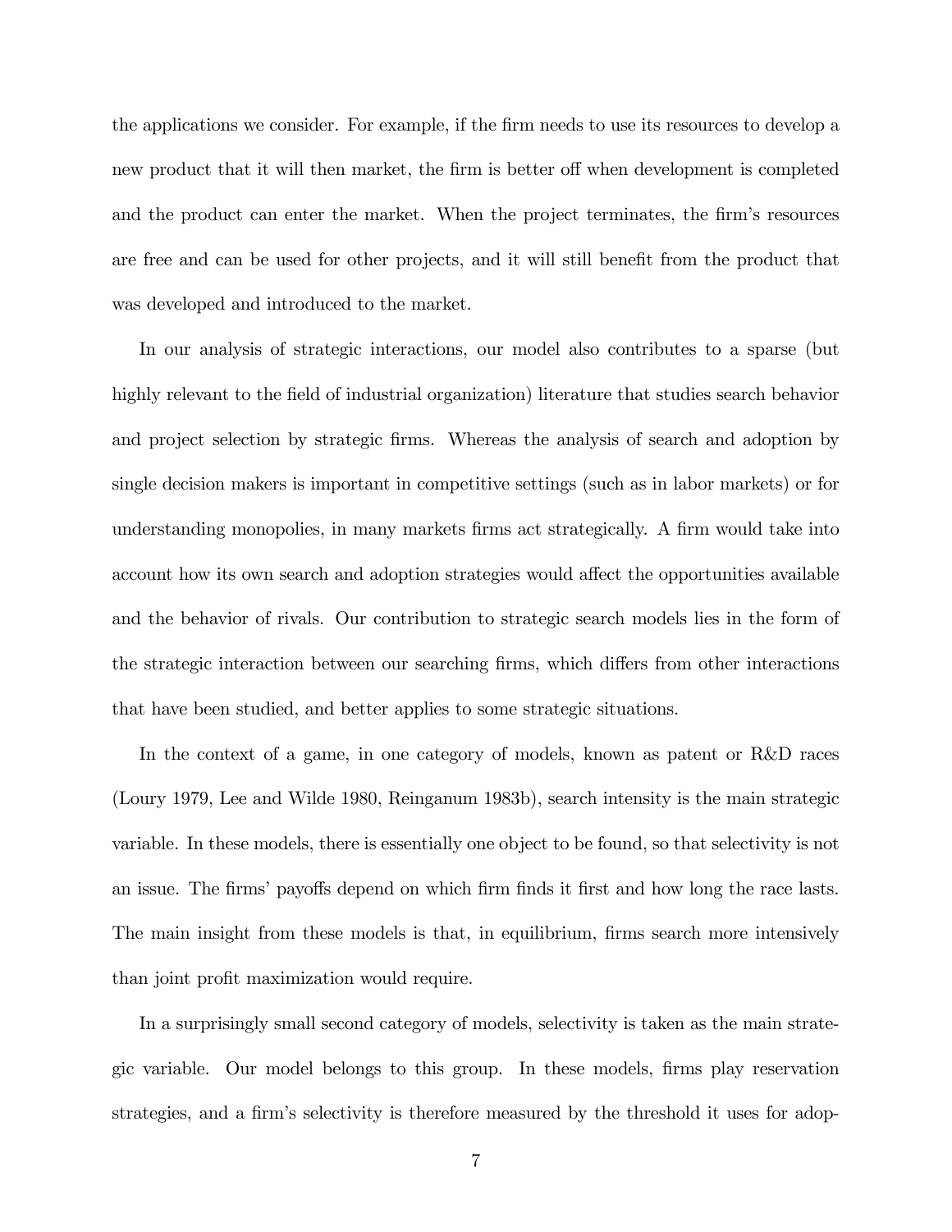the applications we consider. For example, if the firm needs to use its resources to develop a new product that it will then market, the firm is better off when development is completed and the product can enter the market. When the project terminates, the firm's resources are free and can be used for other projects, and it will still benefit from the product that was developed and introduced to the market.

In our analysis of strategic interactions, our model also contributes to a sparse (but highly relevant to the field of industrial organization) literature that studies search behavior and project selection by strategic firms. Whereas the analysis of search and adoption by single decision makers is important in competitive settings (such as in labor markets) or for understanding monopolies, in many markets firms act strategically. A firm would take into account how its own search and adoption strategies would affect the opportunities available and the behavior of rivals. Our contribution to strategic search models lies in the form of the strategic interaction between our searching firms, which differs from other interactions that have been studied, and better applies to some strategic situations.

In the context of a game, in one category of models, known as patent or R&D races (Loury 1979, Lee and Wilde 1980, Reinganum 1983b), search intensity is the main strategic variable. In these models, there is essentially one object to be found, so that selectivity is not an issue. The firms' payoffs depend on which firm finds it first and how long the race lasts. The main insight from these models is that, in equilibrium, firms search more intensively than joint profit maximization would require.

In a surprisingly small second category of models, selectivity is taken as the main strategic variable. Our model belongs to this group. In these models, firms play reservation strategies, and a firm's selectivity is therefore measured by the threshold it uses for adop-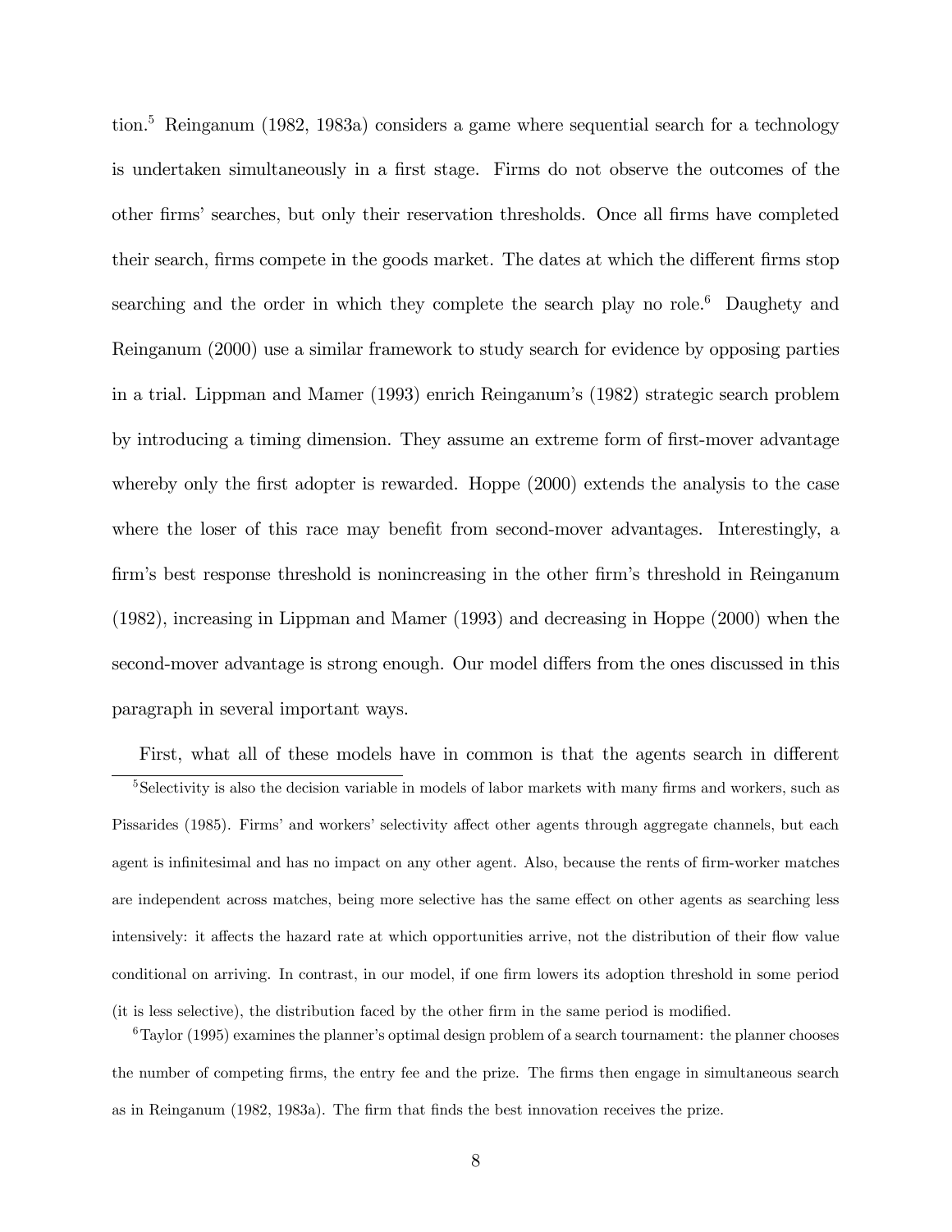tion.[5] Reinganum (1982, 1983a) considers a game where sequential search for a technology is undertaken simultaneously in a first stage. Firms do not observe the outcomes of the other firms' searches, but only their reservation thresholds. Once all firms have completed their search, firms compete in the goods market. The dates at which the different firms stop searching and the order in which they complete the search play no role.[6] Daughety and Reinganum (2000) use a similar framework to study search for evidence by opposing parties in a trial. Lippman and Mamer (1993) enrich Reinganum's (1982) strategic search problem by introducing a timing dimension. They assume an extreme form of first-mover advantage whereby only the first adopter is rewarded. Hoppe (2000) extends the analysis to the case where the loser of this race may benefit from second-mover advantages. Interestingly, a firm's best response threshold is nonincreasing in the other firm's threshold in Reinganum (1982), increasing in Lippman and Mamer (1993) and decreasing in Hoppe (2000) when the second-mover advantage is strong enough. Our model differs from the ones discussed in this paragraph in several important ways.

First, what all of these models have in common is that the agents search in different

[5] Selectivity is also the decision variable in models of labor markets with many firms and workers, such as Pissarides (1985). Firms' and workers' selectivity affect other agents through aggregate channels, but each agent is infinitesimal and has no impact on any other agent. Also, because the rents of firm-worker matches are independent across matches, being more selective has the same effect on other agents as searching less intensively: it affects the hazard rate at which opportunities arrive, not the distribution of their flow value conditional on arriving. In contrast, in our model, if one firm lowers its adoption threshold in some period (it is less selective), the distribution faced by the other firm in the same period is modified.

[6] Taylor (1995) examines the planner's optimal design problem of a search tournament: the planner chooses the number of competing firms, the entry fee and the prize. The firms then engage in simultaneous search as in Reinganum (1982, 1983a). The firm that finds the best innovation receives the prize.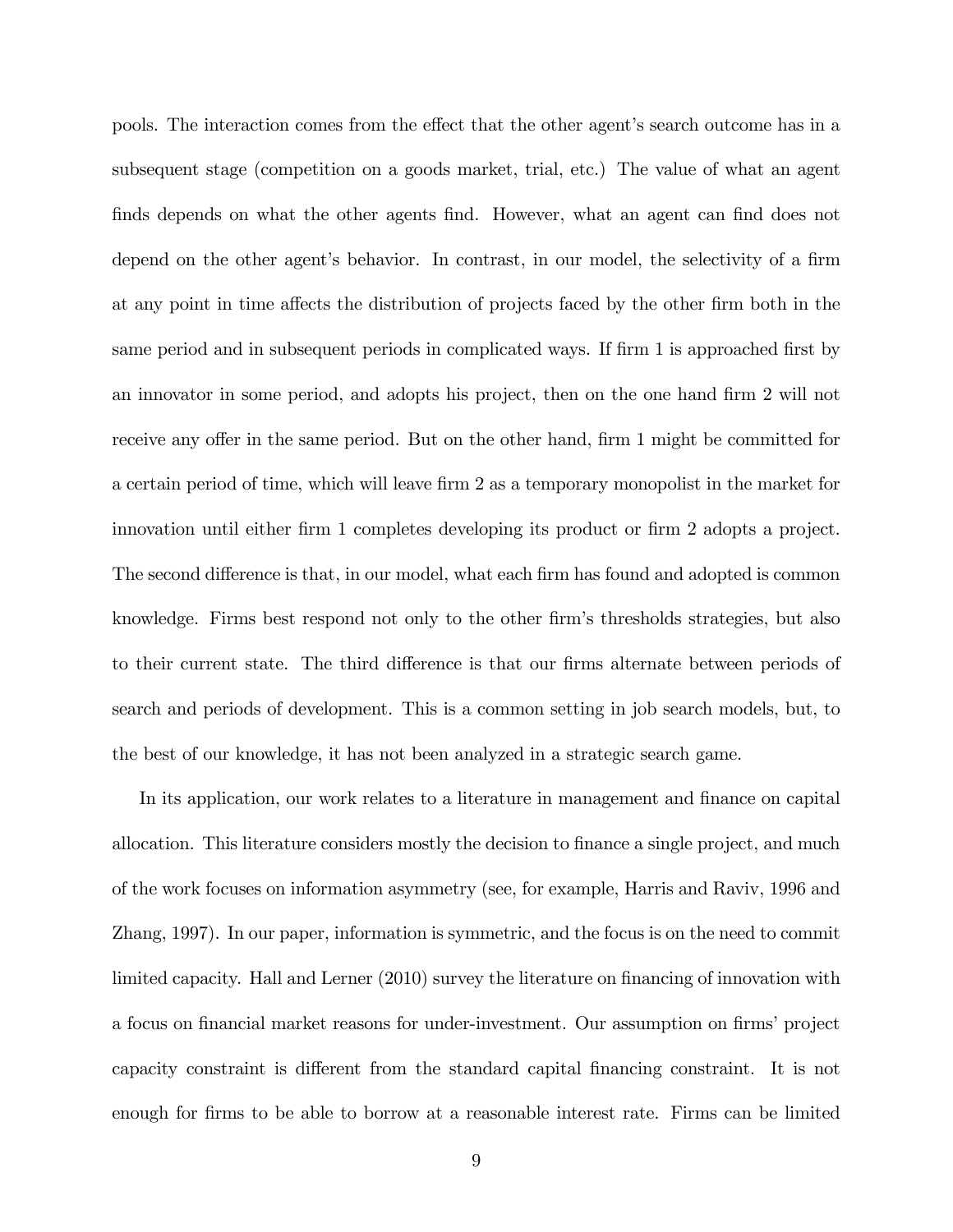pools. The interaction comes from the effect that the other agent's search outcome has in a subsequent stage (competition on a goods market, trial, etc.) The value of what an agent finds depends on what the other agents find. However, what an agent can find does not depend on the other agent's behavior. In contrast, in our model, the selectivity of a firm at any point in time affects the distribution of projects faced by the other firm both in the same period and in subsequent periods in complicated ways. If firm 1 is approached first by an innovator in some period, and adopts his project, then on the one hand firm 2 will not receive any offer in the same period. But on the other hand, firm 1 might be committed for a certain period of time, which will leave firm 2 as a temporary monopolist in the market for innovation until either firm 1 completes developing its product or firm 2 adopts a project. The second difference is that, in our model, what each firm has found and adopted is common knowledge. Firms best respond not only to the other firm's thresholds strategies, but also to their current state. The third difference is that our firms alternate between periods of search and periods of development. This is a common setting in job search models, but, to the best of our knowledge, it has not been analyzed in a strategic search game.

In its application, our work relates to a literature in management and finance on capital allocation. This literature considers mostly the decision to finance a single project, and much of the work focuses on information asymmetry (see, for example, Harris and Raviv, 1996 and Zhang, 1997). In our paper, information is symmetric, and the focus is on the need to commit limited capacity. Hall and Lerner (2010) survey the literature on financing of innovation with a focus on financial market reasons for under-investment. Our assumption on firms' project capacity constraint is different from the standard capital financing constraint. It is not enough for firms to be able to borrow at a reasonable interest rate. Firms can be limited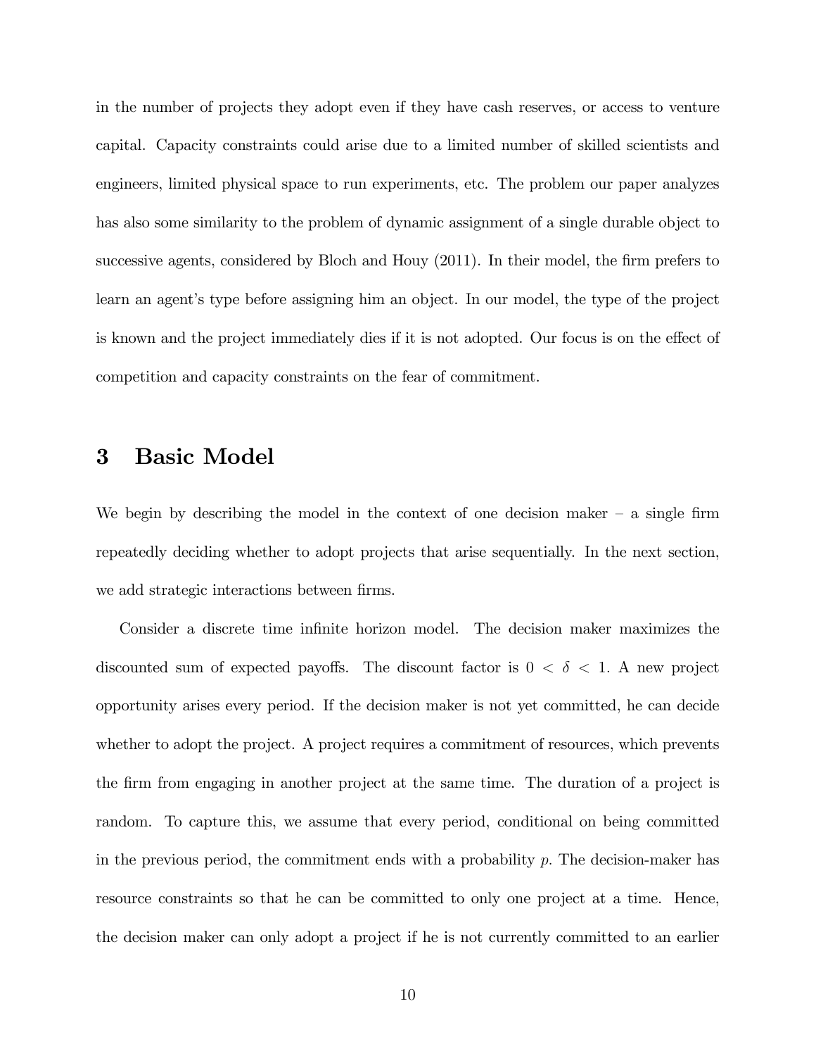in the number of projects they adopt even if they have cash reserves, or access to venture capital. Capacity constraints could arise due to a limited number of skilled scientists and engineers, limited physical space to run experiments, etc. The problem our paper analyzes has also some similarity to the problem of dynamic assignment of a single durable object to successive agents, considered by Bloch and Houy (2011). In their model, the firm prefers to learn an agent's type before assigning him an object. In our model, the type of the project is known and the project immediately dies if it is not adopted. Our focus is on the effect of competition and capacity constraints on the fear of commitment.

# 3 Basic Model

We begin by describing the model in the context of one decision maker – a single firm repeatedly deciding whether to adopt projects that arise sequentially. In the next section, we add strategic interactions between firms.

Consider a discrete time infinite horizon model. The decision maker maximizes the discounted sum of expected payoffs. The discount factor is $0 < \delta < 1$. A new project opportunity arises every period. If the decision maker is not yet committed, he can decide whether to adopt the project. A project requires a commitment of resources, which prevents the firm from engaging in another project at the same time. The duration of a project is random. To capture this, we assume that every period, conditional on being committed in the previous period, the commitment ends with a probability $p$. The decision-maker has resource constraints so that he can be committed to only one project at a time. Hence, the decision maker can only adopt a project if he is not currently committed to an earlier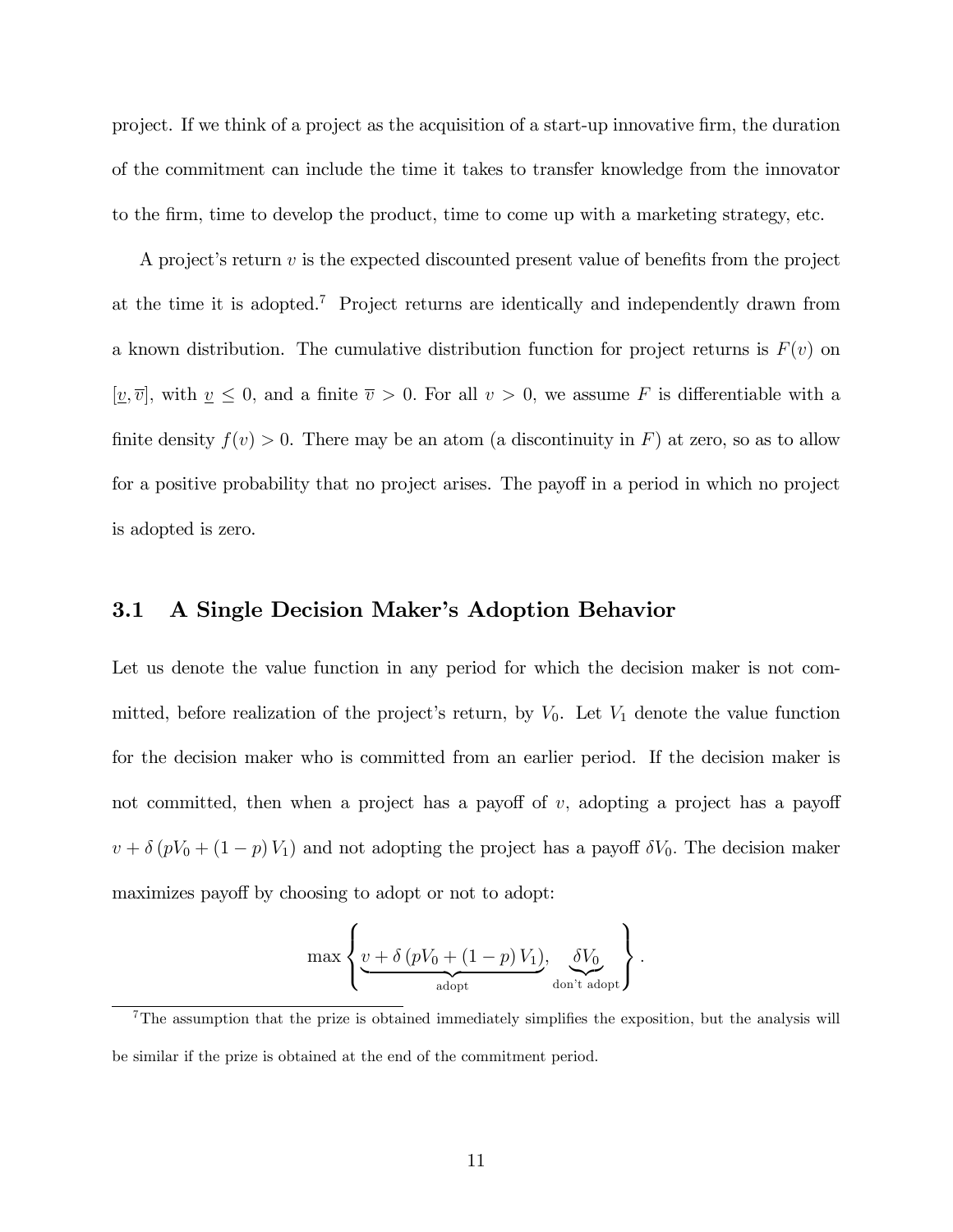project. If we think of a project as the acquisition of a start-up innovative firm, the duration of the commitment can include the time it takes to transfer knowledge from the innovator to the firm, time to develop the product, time to come up with a marketing strategy, etc.

A project's return $v$ is the expected discounted present value of benefits from the project at the time it is adopted.[7] Project returns are identically and independently drawn from a known distribution. The cumulative distribution function for project returns is $F(v)$ on $[\underline{v}, \overline{v}]$, with $\underline{v} \leq 0$, and a finite $\overline{v} > 0$. For all $v > 0$, we assume $F$ is differentiable with a finite density $f(v) > 0$. There may be an atom (a discontinuity in $F$) at zero, so as to allow for a positive probability that no project arises. The payoff in a period in which no project is adopted is zero.

## 3.1 A Single Decision Maker's Adoption Behavior

Let us denote the value function in any period for which the decision maker is not committed, before realization of the project's return, by $V_0$. Let $V_1$ denote the value function for the decision maker who is committed from an earlier period. If the decision maker is not committed, then when a project has a payoff of $v$, adopting a project has a payoff $v + \delta(pV_0 + (1-p)V_1)$ and not adopting the project has a payoff $\delta V_0$. The decision maker maximizes payoff by choosing to adopt or not to adopt:

$$\max \left\{ \underbrace{v + \delta(pV_0 + (1-p)V_1)}_{\text{adopt}}, \underbrace{\delta V_0}_{\text{don't adopt}} \right\}.$$

[7] The assumption that the prize is obtained immediately simplifies the exposition, but the analysis will be similar if the prize is obtained at the end of the commitment period.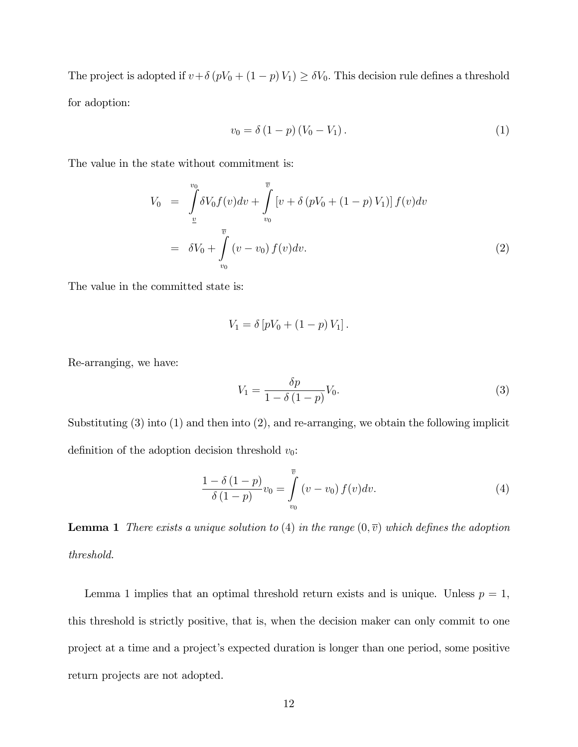The project is adopted if $v+\delta\left(pV_0+(1-p)V_1\right)\geq\delta V_0$. This decision rule defines a threshold for adoption:

$$v_0=\delta\left(1-p\right)\left(V_0-V_1\right). \tag{1}$$

The value in the state without commitment is:

$$\begin{aligned}
V_0 &= \int_{\underline{v}}^{v_0}\delta V_0 f(v)dv+\int_{v_0}^{\overline{v}}\left[v+\delta\left(pV_0+(1-p)V_1\right)\right]f(v)dv \\
&= \delta V_0+\int_{v_0}^{\overline{v}}\left(v-v_0\right)f(v)dv.
\end{aligned} \tag{2}$$

The value in the committed state is:

$$V_1=\delta\left[pV_0+(1-p)V_1\right].$$

Re-arranging, we have:

$$V_1=\frac{\delta p}{1-\delta\left(1-p\right)}V_0. \tag{3}$$

Substituting (3) into (1) and then into (2), and re-arranging, we obtain the following implicit definition of the adoption decision threshold $v_0$:

$$\frac{1-\delta\left(1-p\right)}{\delta\left(1-p\right)}v_0=\int_{v_0}^{\overline{v}}\left(v-v_0\right)f(v)dv. \tag{4}$$

**Lemma 1** *There exists a unique solution to* (4) *in the range* $(0,\overline{v})$ *which defines the adoption threshold.*

Lemma 1 implies that an optimal threshold return exists and is unique. Unless $p=1$, this threshold is strictly positive, that is, when the decision maker can only commit to one project at a time and a project's expected duration is longer than one period, some positive return projects are not adopted.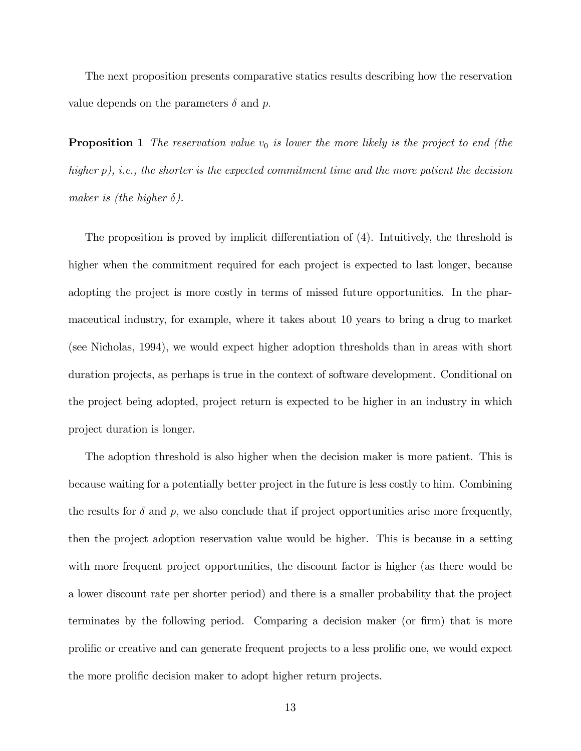The next proposition presents comparative statics results describing how the reservation value depends on the parameters $\delta$ and $p$.

**Proposition 1** *The reservation value $v_0$ is lower the more likely is the project to end (the higher $p$), i.e., the shorter is the expected commitment time and the more patient the decision maker is (the higher $\delta$).*

The proposition is proved by implicit differentiation of (4). Intuitively, the threshold is higher when the commitment required for each project is expected to last longer, because adopting the project is more costly in terms of missed future opportunities. In the pharmaceutical industry, for example, where it takes about 10 years to bring a drug to market (see Nicholas, 1994), we would expect higher adoption thresholds than in areas with short duration projects, as perhaps is true in the context of software development. Conditional on the project being adopted, project return is expected to be higher in an industry in which project duration is longer.

The adoption threshold is also higher when the decision maker is more patient. This is because waiting for a potentially better project in the future is less costly to him. Combining the results for $\delta$ and $p$, we also conclude that if project opportunities arise more frequently, then the project adoption reservation value would be higher. This is because in a setting with more frequent project opportunities, the discount factor is higher (as there would be a lower discount rate per shorter period) and there is a smaller probability that the project terminates by the following period. Comparing a decision maker (or firm) that is more prolific or creative and can generate frequent projects to a less prolific one, we would expect the more prolific decision maker to adopt higher return projects.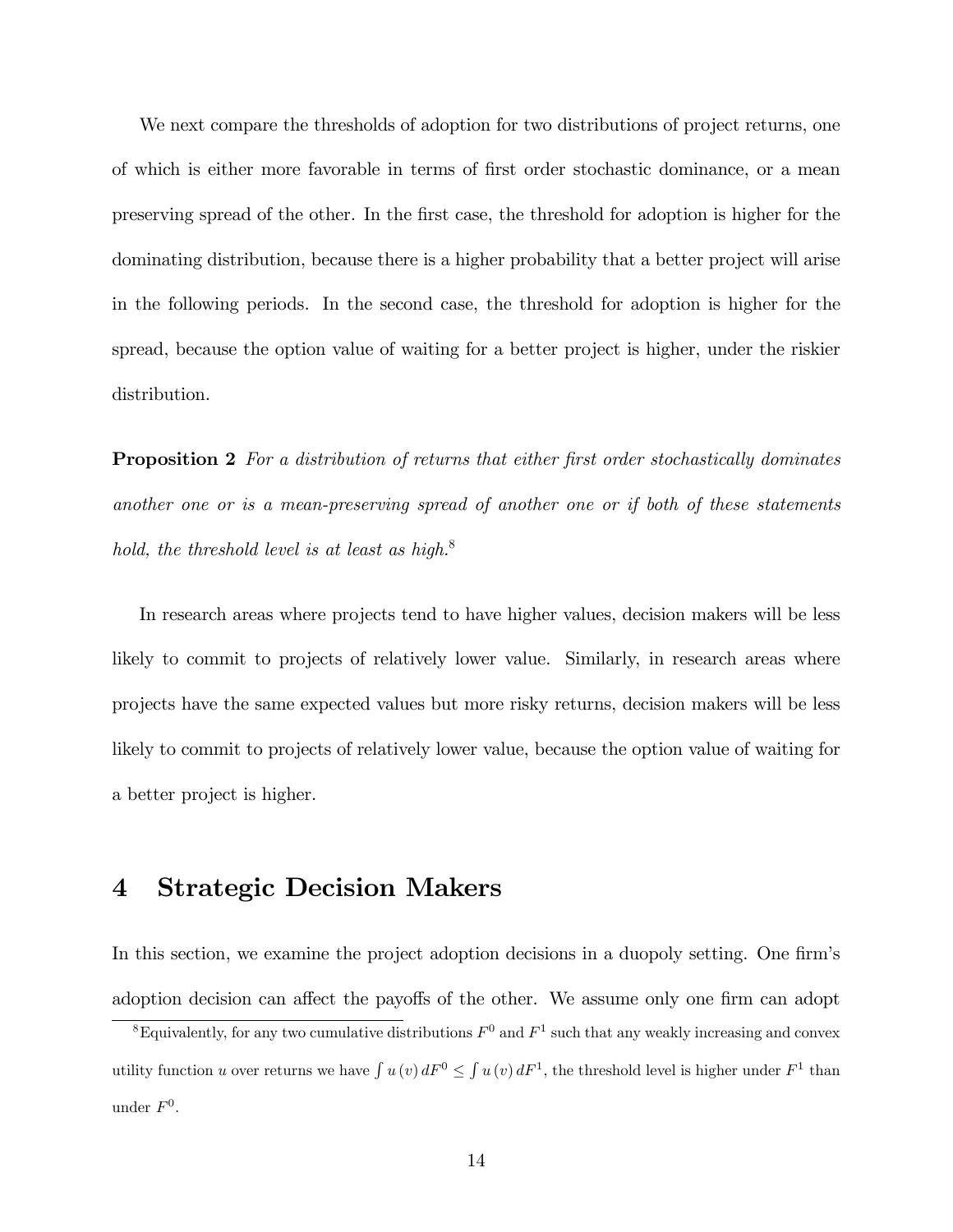We next compare the thresholds of adoption for two distributions of project returns, one of which is either more favorable in terms of first order stochastic dominance, or a mean preserving spread of the other. In the first case, the threshold for adoption is higher for the dominating distribution, because there is a higher probability that a better project will arise in the following periods. In the second case, the threshold for adoption is higher for the spread, because the option value of waiting for a better project is higher, under the riskier distribution.

**Proposition 2** *For a distribution of returns that either first order stochastically dominates another one or is a mean-preserving spread of another one or if both of these statements hold, the threshold level is at least as high.*[8]

In research areas where projects tend to have higher values, decision makers will be less likely to commit to projects of relatively lower value. Similarly, in research areas where projects have the same expected values but more risky returns, decision makers will be less likely to commit to projects of relatively lower value, because the option value of waiting for a better project is higher.

# 4 Strategic Decision Makers

In this section, we examine the project adoption decisions in a duopoly setting. One firm's adoption decision can affect the payoffs of the other. We assume only one firm can adopt

---

[8] Equivalently, for any two cumulative distributions $F^0$ and $F^1$ such that any weakly increasing and convex utility function $u$ over returns we have $\int u(v)\, dF^0 \leq \int u(v)\, dF^1$, the threshold level is higher under $F^1$ than under $F^0$.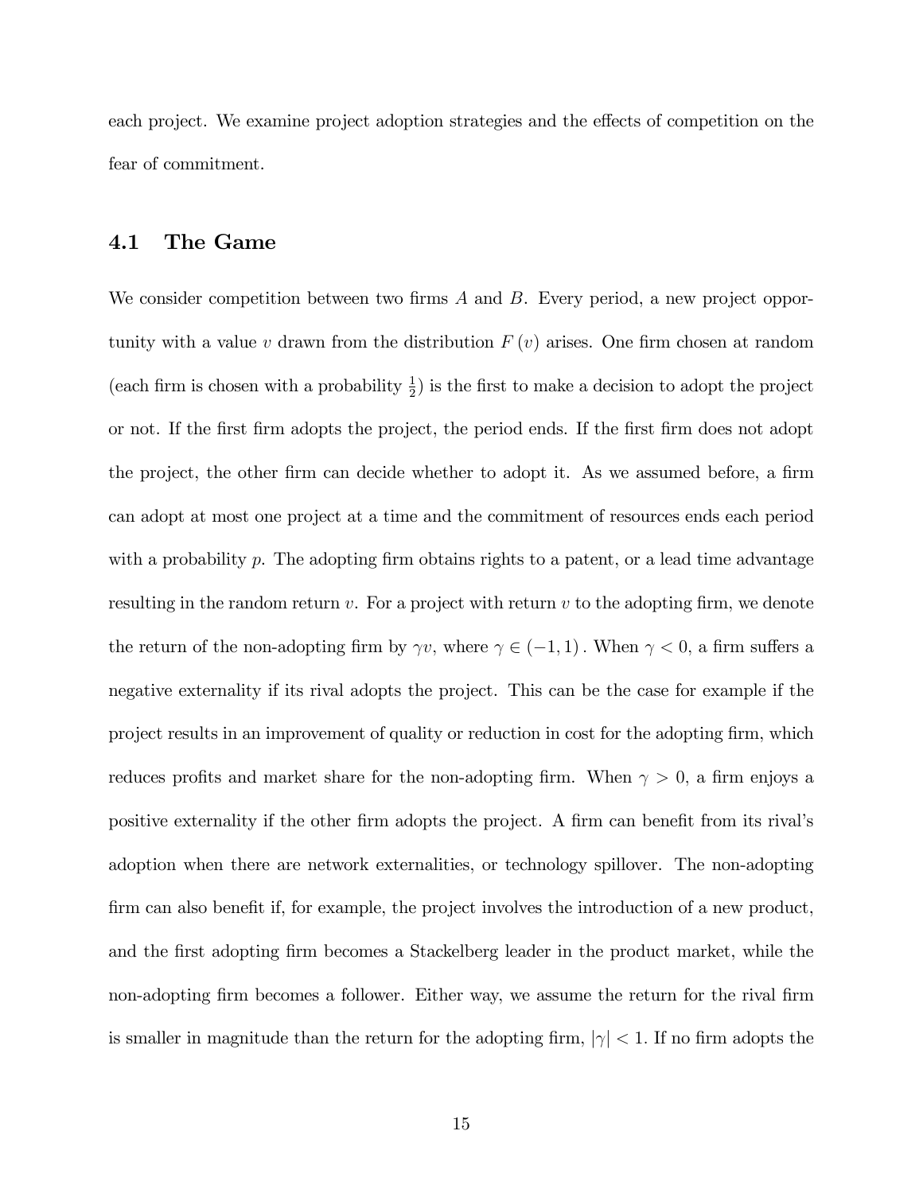each project. We examine project adoption strategies and the effects of competition on the fear of commitment.

### 4.1 The Game

We consider competition between two firms $A$ and $B$. Every period, a new project opportunity with a value $v$ drawn from the distribution $F(v)$ arises. One firm chosen at random (each firm is chosen with a probability $\frac{1}{2}$) is the first to make a decision to adopt the project or not. If the first firm adopts the project, the period ends. If the first firm does not adopt the project, the other firm can decide whether to adopt it. As we assumed before, a firm can adopt at most one project at a time and the commitment of resources ends each period with a probability $p$. The adopting firm obtains rights to a patent, or a lead time advantage resulting in the random return $v$. For a project with return $v$ to the adopting firm, we denote the return of the non-adopting firm by $\gamma v$, where $\gamma \in (-1, 1)$. When $\gamma < 0$, a firm suffers a negative externality if its rival adopts the project. This can be the case for example if the project results in an improvement of quality or reduction in cost for the adopting firm, which reduces profits and market share for the non-adopting firm. When $\gamma > 0$, a firm enjoys a positive externality if the other firm adopts the project. A firm can benefit from its rival's adoption when there are network externalities, or technology spillover. The non-adopting firm can also benefit if, for example, the project involves the introduction of a new product, and the first adopting firm becomes a Stackelberg leader in the product market, while the non-adopting firm becomes a follower. Either way, we assume the return for the rival firm is smaller in magnitude than the return for the adopting firm, $|\gamma| < 1$. If no firm adopts the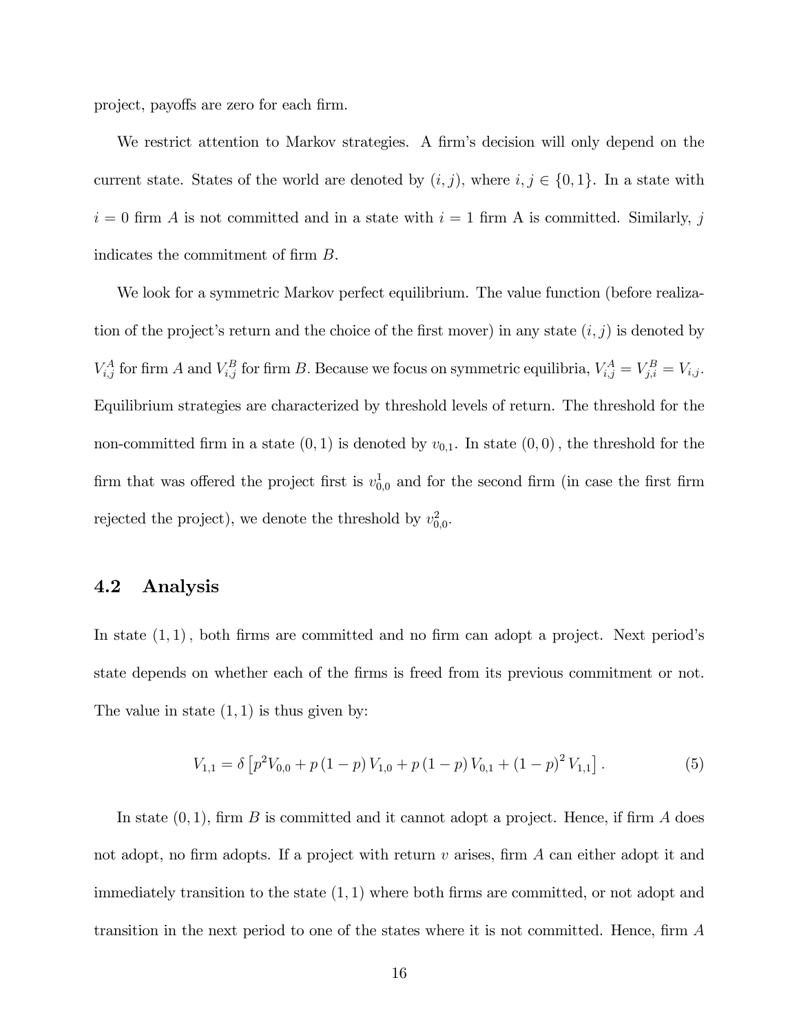project, payoffs are zero for each firm.

We restrict attention to Markov strategies. A firm's decision will only depend on the current state. States of the world are denoted by $(i, j)$, where $i, j \in \{0, 1\}$. In a state with $i = 0$ firm $A$ is not committed and in a state with $i = 1$ firm A is committed. Similarly, $j$ indicates the commitment of firm $B$.

We look for a symmetric Markov perfect equilibrium. The value function (before realization of the project's return and the choice of the first mover) in any state $(i, j)$ is denoted by $V_{i,j}^A$ for firm $A$ and $V_{i,j}^B$ for firm $B$. Because we focus on symmetric equilibria, $V_{i,j}^A = V_{j,i}^B = V_{i,j}$. Equilibrium strategies are characterized by threshold levels of return. The threshold for the non-committed firm in a state $(0, 1)$ is denoted by $v_{0,1}$. In state $(0, 0)$, the threshold for the firm that was offered the project first is $v_{0,0}^1$ and for the second firm (in case the first firm rejected the project), we denote the threshold by $v_{0,0}^2$.

## 4.2 Analysis

In state $(1, 1)$, both firms are committed and no firm can adopt a project. Next period's state depends on whether each of the firms is freed from its previous commitment or not. The value in state $(1, 1)$ is thus given by:

$$V_{1,1} = \delta \left[ p^2 V_{0,0} + p(1-p) V_{1,0} + p(1-p) V_{0,1} + (1-p)^2 V_{1,1} \right]. \tag{5}$$

In state $(0, 1)$, firm $B$ is committed and it cannot adopt a project. Hence, if firm $A$ does not adopt, no firm adopts. If a project with return $v$ arises, firm $A$ can either adopt it and immediately transition to the state $(1, 1)$ where both firms are committed, or not adopt and transition in the next period to one of the states where it is not committed. Hence, firm $A$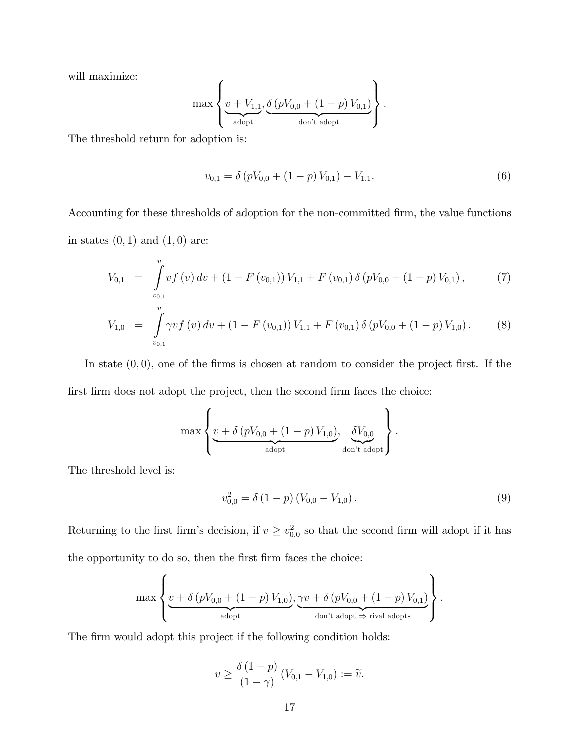will maximize:

$$\max\left\{\underbrace{v+V_{1,1}}_{\text{adopt}},\underbrace{\delta\left(pV_{0,0}+(1-p)\,V_{0,1}\right)}_{\text{don't adopt}}\right\}.$$

The threshold return for adoption is:

$$v_{0,1}=\delta\left(pV_{0,0}+(1-p)\,V_{0,1}\right)-V_{1,1}. \tag{6}$$

Accounting for these thresholds of adoption for the non-committed firm, the value functions in states $(0,1)$ and $(1,0)$ are:

$$V_{0,1} = \int_{v_{0,1}}^{\overline{v}} vf(v)\,dv+(1-F(v_{0,1}))\,V_{1,1}+F(v_{0,1})\,\delta\left(pV_{0,0}+(1-p)\,V_{0,1}\right), \tag{7}$$

$$V_{1,0} = \int_{v_{0,1}}^{\overline{v}} \gamma vf(v)\,dv+(1-F(v_{0,1}))\,V_{1,1}+F(v_{0,1})\,\delta\left(pV_{0,0}+(1-p)\,V_{1,0}\right). \tag{8}$$

In state $(0,0)$, one of the firms is chosen at random to consider the project first. If the first firm does not adopt the project, then the second firm faces the choice:

$$\max\left\{\underbrace{v+\delta\left(pV_{0,0}+(1-p)\,V_{1,0}\right)}_{\text{adopt}},\ \underbrace{\delta V_{0,0}}_{\text{don't adopt}}\right\}.$$

The threshold level is:

$$v_{0,0}^{2}=\delta\,(1-p)\left(V_{0,0}-V_{1,0}\right). \tag{9}$$

Returning to the first firm's decision, if $v\geq v_{0,0}^{2}$ so that the second firm will adopt if it has the opportunity to do so, then the first firm faces the choice:

$$\max\left\{\underbrace{v+\delta\left(pV_{0,0}+(1-p)\,V_{1,0}\right)}_{\text{adopt}},\underbrace{\gamma v+\delta\left(pV_{0,0}+(1-p)\,V_{0,1}\right)}_{\text{don't adopt}\Rightarrow\text{rival adopts}}\right\}.$$

The firm would adopt this project if the following condition holds:

$$v\geq\frac{\delta\,(1-p)}{(1-\gamma)}\left(V_{0,1}-V_{1,0}\right):=\widetilde{v}.$$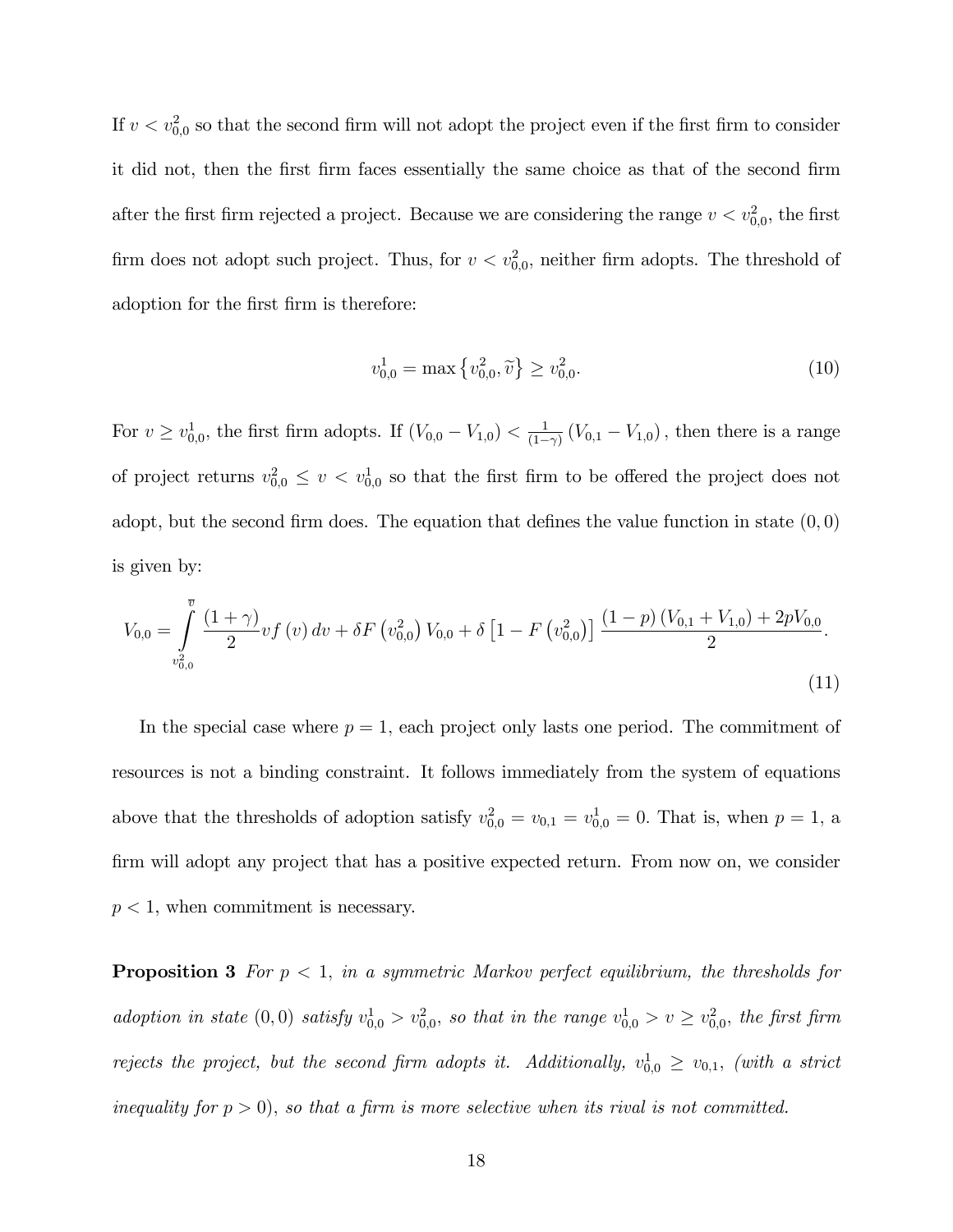If $v < v^2_{0,0}$ so that the second firm will not adopt the project even if the first firm to consider it did not, then the first firm faces essentially the same choice as that of the second firm after the first firm rejected a project. Because we are considering the range $v < v^2_{0,0}$, the first firm does not adopt such project. Thus, for $v < v^2_{0,0}$, neither firm adopts. The threshold of adoption for the first firm is therefore:

$$v^1_{0,0} = \max\left\{v^2_{0,0}, \widetilde{v}\right\} \geq v^2_{0,0}. \tag{10}$$

For $v \geq v^1_{0,0}$, the first firm adopts. If $(V_{0,0} - V_{1,0}) < \frac{1}{(1-\gamma)}(V_{0,1} - V_{1,0})$, then there is a range of project returns $v^2_{0,0} \leq v < v^1_{0,0}$ so that the first firm to be offered the project does not adopt, but the second firm does. The equation that defines the value function in state $(0,0)$ is given by:

$$V_{0,0} = \int_{v^2_{0,0}}^{\overline{v}} \frac{(1+\gamma)}{2} v f(v)\, dv + \delta F\left(v^2_{0,0}\right) V_{0,0} + \delta\left[1 - F\left(v^2_{0,0}\right)\right] \frac{(1-p)(V_{0,1} + V_{1,0}) + 2pV_{0,0}}{2}. \tag{11}$$

In the special case where $p = 1$, each project only lasts one period. The commitment of resources is not a binding constraint. It follows immediately from the system of equations above that the thresholds of adoption satisfy $v^2_{0,0} = v_{0,1} = v^1_{0,0} = 0$. That is, when $p = 1$, a firm will adopt any project that has a positive expected return. From now on, we consider $p < 1$, when commitment is necessary.

**Proposition 3** *For $p < 1$, in a symmetric Markov perfect equilibrium, the thresholds for adoption in state $(0,0)$ satisfy $v^1_{0,0} > v^2_{0,0}$, so that in the range $v^1_{0,0} > v \geq v^2_{0,0}$, the first firm rejects the project, but the second firm adopts it. Additionally, $v^1_{0,0} \geq v_{0,1}$, (with a strict inequality for $p > 0$), so that a firm is more selective when its rival is not committed.*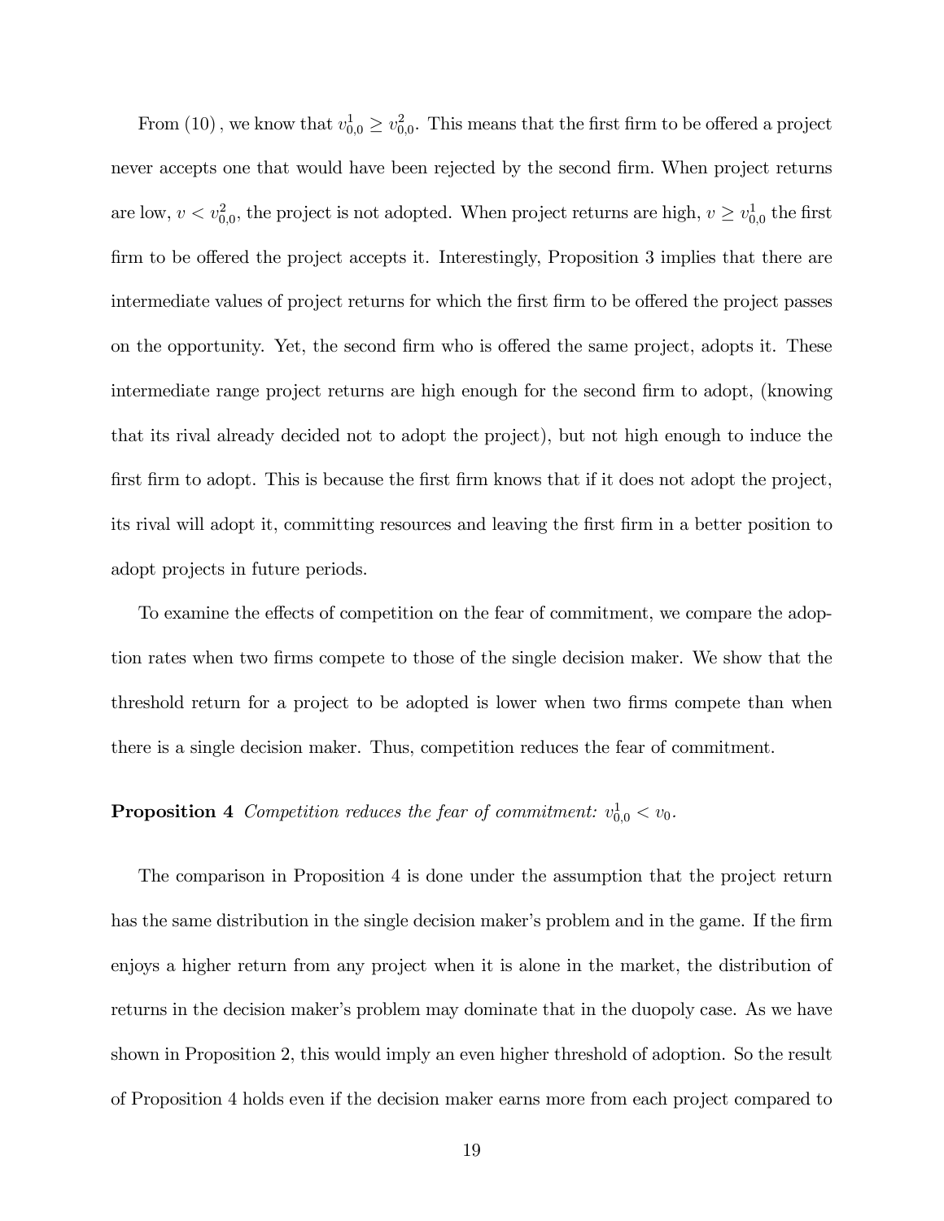From $(10)$, we know that $v_{0,0}^1 \geq v_{0,0}^2$. This means that the first firm to be offered a project never accepts one that would have been rejected by the second firm. When project returns are low, $v < v_{0,0}^2$, the project is not adopted. When project returns are high, $v \geq v_{0,0}^1$ the first firm to be offered the project accepts it. Interestingly, Proposition 3 implies that there are intermediate values of project returns for which the first firm to be offered the project passes on the opportunity. Yet, the second firm who is offered the same project, adopts it. These intermediate range project returns are high enough for the second firm to adopt, (knowing that its rival already decided not to adopt the project), but not high enough to induce the first firm to adopt. This is because the first firm knows that if it does not adopt the project, its rival will adopt it, committing resources and leaving the first firm in a better position to adopt projects in future periods.

To examine the effects of competition on the fear of commitment, we compare the adoption rates when two firms compete to those of the single decision maker. We show that the threshold return for a project to be adopted is lower when two firms compete than when there is a single decision maker. Thus, competition reduces the fear of commitment.

**Proposition 4** *Competition reduces the fear of commitment:* $v_{0,0}^1 < v_0$.

The comparison in Proposition 4 is done under the assumption that the project return has the same distribution in the single decision maker's problem and in the game. If the firm enjoys a higher return from any project when it is alone in the market, the distribution of returns in the decision maker's problem may dominate that in the duopoly case. As we have shown in Proposition 2, this would imply an even higher threshold of adoption. So the result of Proposition 4 holds even if the decision maker earns more from each project compared to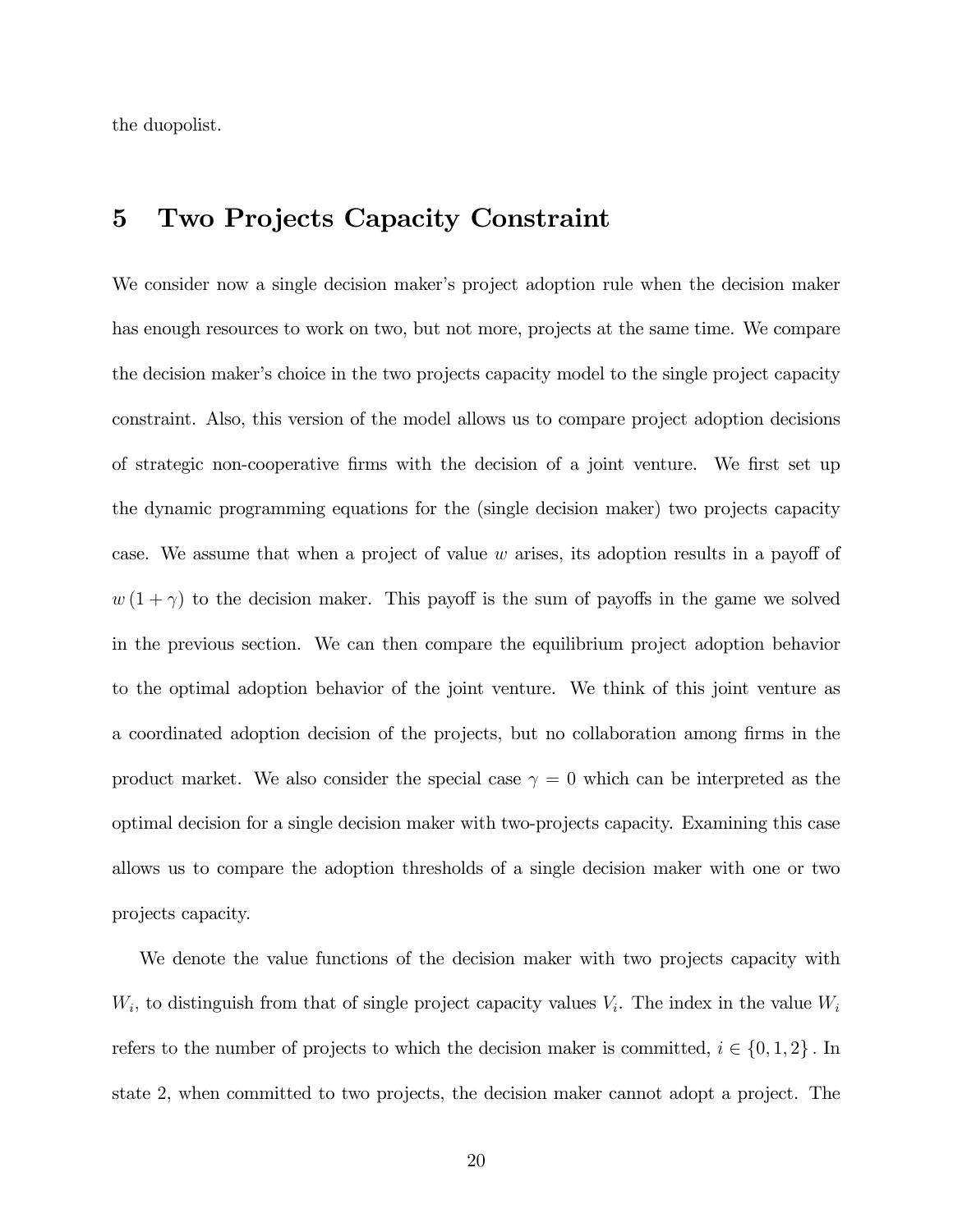the duopolist.

# 5 Two Projects Capacity Constraint

We consider now a single decision maker's project adoption rule when the decision maker has enough resources to work on two, but not more, projects at the same time. We compare the decision maker's choice in the two projects capacity model to the single project capacity constraint. Also, this version of the model allows us to compare project adoption decisions of strategic non-cooperative firms with the decision of a joint venture. We first set up the dynamic programming equations for the (single decision maker) two projects capacity case. We assume that when a project of value $w$ arises, its adoption results in a payoff of $w(1+\gamma)$ to the decision maker. This payoff is the sum of payoffs in the game we solved in the previous section. We can then compare the equilibrium project adoption behavior to the optimal adoption behavior of the joint venture. We think of this joint venture as a coordinated adoption decision of the projects, but no collaboration among firms in the product market. We also consider the special case $\gamma = 0$ which can be interpreted as the optimal decision for a single decision maker with two-projects capacity. Examining this case allows us to compare the adoption thresholds of a single decision maker with one or two projects capacity.

We denote the value functions of the decision maker with two projects capacity with $W_i$, to distinguish from that of single project capacity values $V_i$. The index in the value $W_i$ refers to the number of projects to which the decision maker is committed, $i \in \{0, 1, 2\}$. In state 2, when committed to two projects, the decision maker cannot adopt a project. The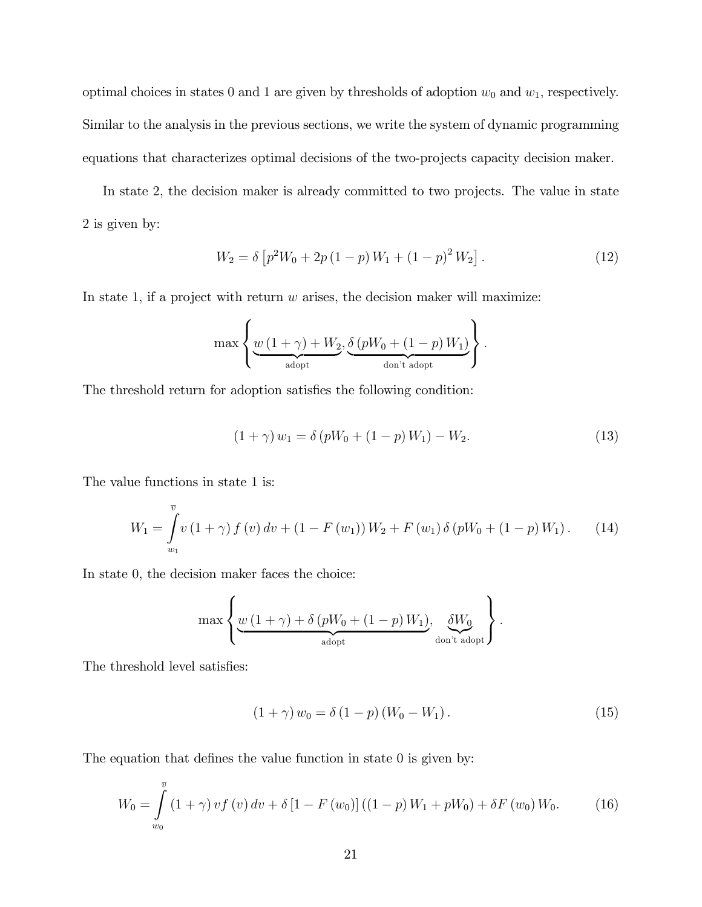optimal choices in states 0 and 1 are given by thresholds of adoption $w_0$ and $w_1$, respectively. Similar to the analysis in the previous sections, we write the system of dynamic programming equations that characterizes optimal decisions of the two-projects capacity decision maker.

In state 2, the decision maker is already committed to two projects. The value in state 2 is given by:

$$W_2 = \delta \left[ p^2 W_0 + 2p(1-p) W_1 + (1-p)^2 W_2 \right]. \tag{12}$$

In state 1, if a project with return $w$ arises, the decision maker will maximize:

$$\max \left\{ \underbrace{w(1+\gamma) + W_2}_{\text{adopt}}, \underbrace{\delta(pW_0 + (1-p) W_1)}_{\text{don't adopt}} \right\}.$$

The threshold return for adoption satisfies the following condition:

$$(1+\gamma) w_1 = \delta(pW_0 + (1-p) W_1) - W_2. \tag{13}$$

The value functions in state 1 is:

$$W_1 = \int_{w_1}^{\overline{v}} v(1+\gamma) f(v)\, dv + (1 - F(w_1)) W_2 + F(w_1) \delta(pW_0 + (1-p) W_1). \tag{14}$$

In state 0, the decision maker faces the choice:

$$\max \left\{ \underbrace{w(1+\gamma) + \delta(pW_0 + (1-p) W_1)}_{\text{adopt}}, \underbrace{\delta W_0}_{\text{don't adopt}} \right\}.$$

The threshold level satisfies:

$$(1+\gamma) w_0 = \delta(1-p)(W_0 - W_1). \tag{15}$$

The equation that defines the value function in state 0 is given by:

$$W_0 = \int_{w_0}^{\overline{v}} (1+\gamma) v f(v)\, dv + \delta [1 - F(w_0)] ((1-p) W_1 + pW_0) + \delta F(w_0) W_0. \tag{16}$$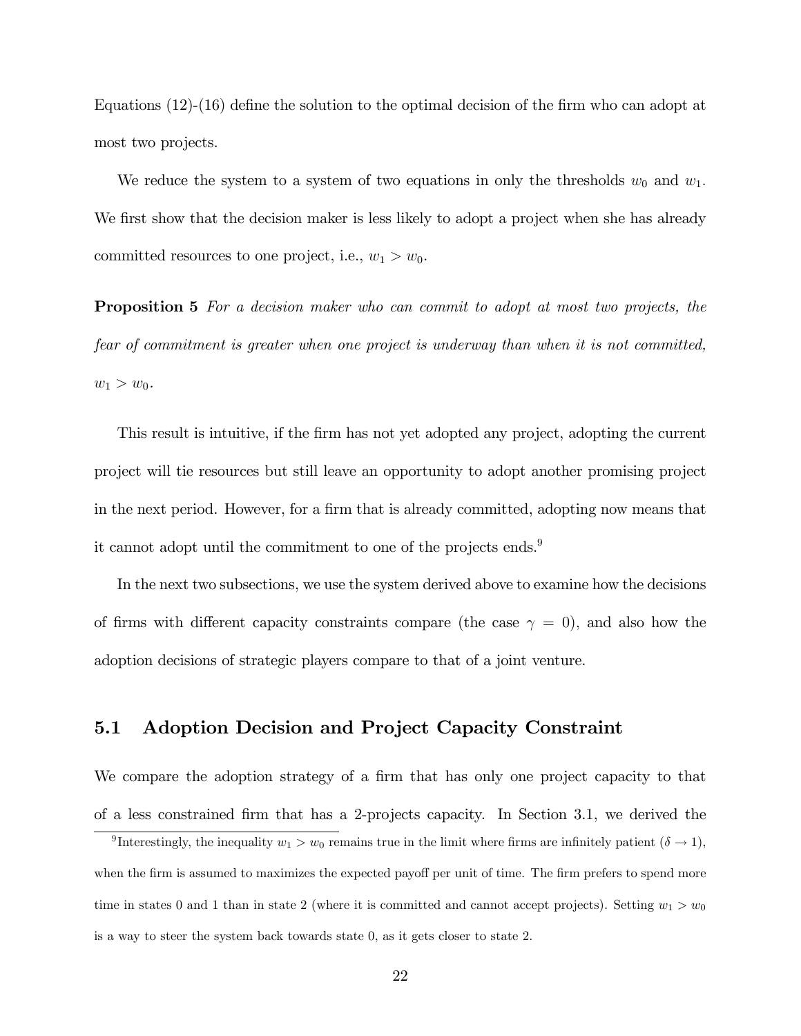Equations (12)-(16) define the solution to the optimal decision of the firm who can adopt at most two projects.

We reduce the system to a system of two equations in only the thresholds $w_0$ and $w_1$. We first show that the decision maker is less likely to adopt a project when she has already committed resources to one project, i.e., $w_1 > w_0$.

**Proposition 5** *For a decision maker who can commit to adopt at most two projects, the fear of commitment is greater when one project is underway than when it is not committed, $w_1 > w_0$.*

This result is intuitive, if the firm has not yet adopted any project, adopting the current project will tie resources but still leave an opportunity to adopt another promising project in the next period. However, for a firm that is already committed, adopting now means that it cannot adopt until the commitment to one of the projects ends.[9]

In the next two subsections, we use the system derived above to examine how the decisions of firms with different capacity constraints compare (the case $\gamma = 0$), and also how the adoption decisions of strategic players compare to that of a joint venture.

## 5.1 Adoption Decision and Project Capacity Constraint

We compare the adoption strategy of a firm that has only one project capacity to that of a less constrained firm that has a 2-projects capacity. In Section 3.1, we derived the

[9] Interestingly, the inequality $w_1 > w_0$ remains true in the limit where firms are infinitely patient ($\delta \to 1$), when the firm is assumed to maximizes the expected payoff per unit of time. The firm prefers to spend more time in states 0 and 1 than in state 2 (where it is committed and cannot accept projects). Setting $w_1 > w_0$ is a way to steer the system back towards state 0, as it gets closer to state 2.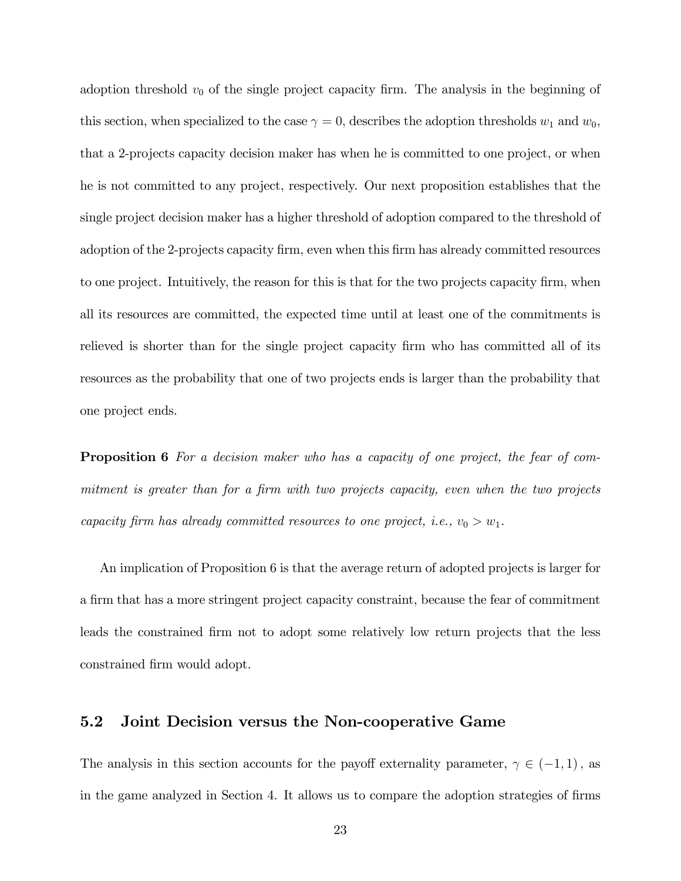adoption threshold $v_0$ of the single project capacity firm. The analysis in the beginning of this section, when specialized to the case $\gamma = 0$, describes the adoption thresholds $w_1$ and $w_0$, that a 2-projects capacity decision maker has when he is committed to one project, or when he is not committed to any project, respectively. Our next proposition establishes that the single project decision maker has a higher threshold of adoption compared to the threshold of adoption of the 2-projects capacity firm, even when this firm has already committed resources to one project. Intuitively, the reason for this is that for the two projects capacity firm, when all its resources are committed, the expected time until at least one of the commitments is relieved is shorter than for the single project capacity firm who has committed all of its resources as the probability that one of two projects ends is larger than the probability that one project ends.

**Proposition 6** *For a decision maker who has a capacity of one project, the fear of commitment is greater than for a firm with two projects capacity, even when the two projects capacity firm has already committed resources to one project, i.e.,* $v_0 > w_1$.

An implication of Proposition 6 is that the average return of adopted projects is larger for a firm that has a more stringent project capacity constraint, because the fear of commitment leads the constrained firm not to adopt some relatively low return projects that the less constrained firm would adopt.

## 5.2 Joint Decision versus the Non-cooperative Game

The analysis in this section accounts for the payoff externality parameter, $\gamma \in (-1, 1)$, as in the game analyzed in Section 4. It allows us to compare the adoption strategies of firms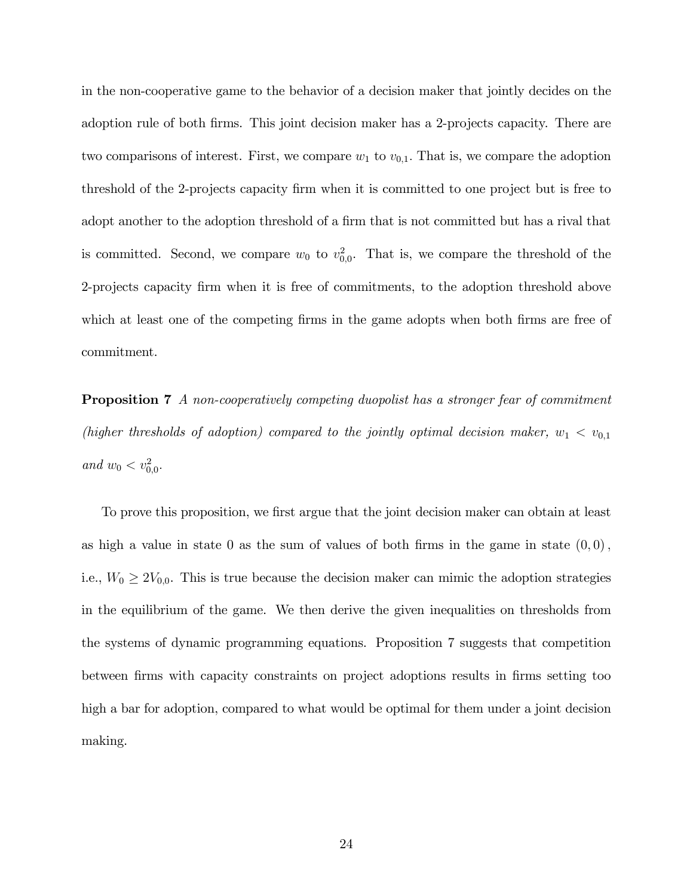in the non-cooperative game to the behavior of a decision maker that jointly decides on the adoption rule of both firms. This joint decision maker has a 2-projects capacity. There are two comparisons of interest. First, we compare $w_1$ to $v_{0,1}$. That is, we compare the adoption threshold of the 2-projects capacity firm when it is committed to one project but is free to adopt another to the adoption threshold of a firm that is not committed but has a rival that is committed. Second, we compare $w_0$ to $v_{0,0}^2$. That is, we compare the threshold of the 2-projects capacity firm when it is free of commitments, to the adoption threshold above which at least one of the competing firms in the game adopts when both firms are free of commitment.

**Proposition 7** *A non-cooperatively competing duopolist has a stronger fear of commitment (higher thresholds of adoption) compared to the jointly optimal decision maker,* $w_1 < v_{0,1}$ *and* $w_0 < v_{0,0}^2$.

To prove this proposition, we first argue that the joint decision maker can obtain at least as high a value in state 0 as the sum of values of both firms in the game in state $(0,0)$, i.e., $W_0 \geq 2V_{0,0}$. This is true because the decision maker can mimic the adoption strategies in the equilibrium of the game. We then derive the given inequalities on thresholds from the systems of dynamic programming equations. Proposition 7 suggests that competition between firms with capacity constraints on project adoptions results in firms setting too high a bar for adoption, compared to what would be optimal for them under a joint decision making.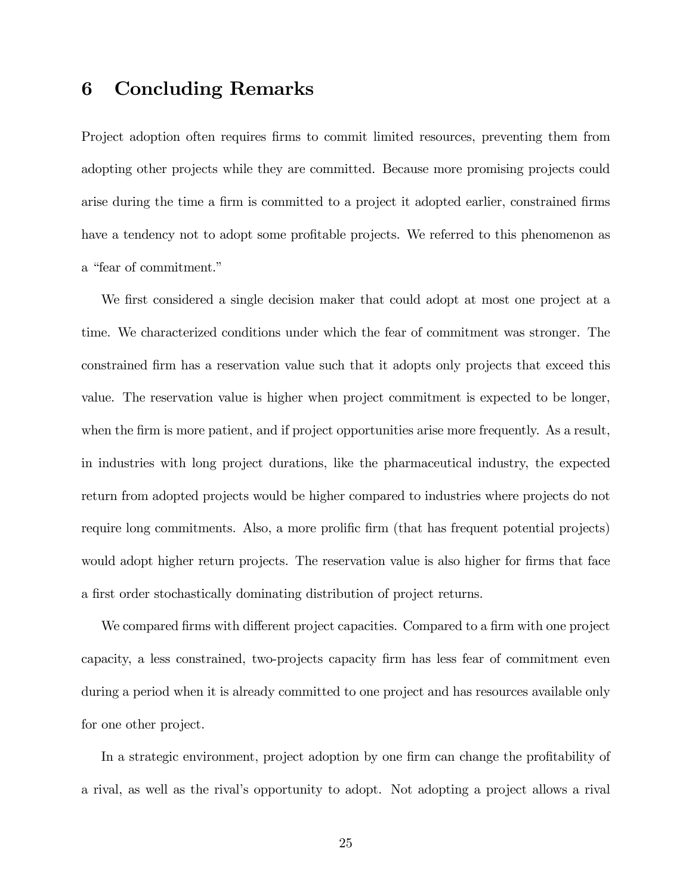# 6 Concluding Remarks

Project adoption often requires firms to commit limited resources, preventing them from adopting other projects while they are committed. Because more promising projects could arise during the time a firm is committed to a project it adopted earlier, constrained firms have a tendency not to adopt some profitable projects. We referred to this phenomenon as a "fear of commitment."

We first considered a single decision maker that could adopt at most one project at a time. We characterized conditions under which the fear of commitment was stronger. The constrained firm has a reservation value such that it adopts only projects that exceed this value. The reservation value is higher when project commitment is expected to be longer, when the firm is more patient, and if project opportunities arise more frequently. As a result, in industries with long project durations, like the pharmaceutical industry, the expected return from adopted projects would be higher compared to industries where projects do not require long commitments. Also, a more prolific firm (that has frequent potential projects) would adopt higher return projects. The reservation value is also higher for firms that face a first order stochastically dominating distribution of project returns.

We compared firms with different project capacities. Compared to a firm with one project capacity, a less constrained, two-projects capacity firm has less fear of commitment even during a period when it is already committed to one project and has resources available only for one other project.

In a strategic environment, project adoption by one firm can change the profitability of a rival, as well as the rival's opportunity to adopt. Not adopting a project allows a rival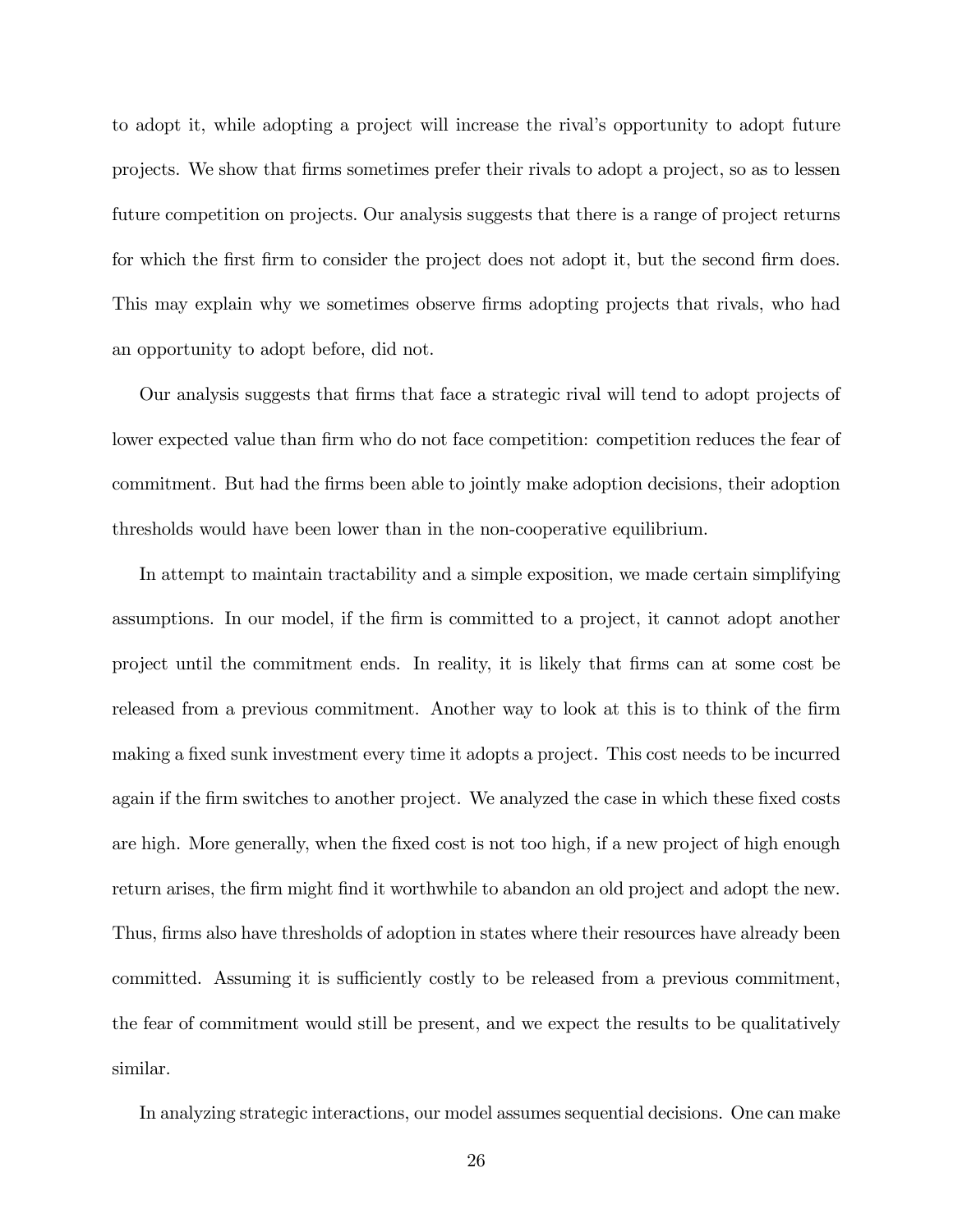to adopt it, while adopting a project will increase the rival's opportunity to adopt future projects. We show that firms sometimes prefer their rivals to adopt a project, so as to lessen future competition on projects. Our analysis suggests that there is a range of project returns for which the first firm to consider the project does not adopt it, but the second firm does. This may explain why we sometimes observe firms adopting projects that rivals, who had an opportunity to adopt before, did not.

Our analysis suggests that firms that face a strategic rival will tend to adopt projects of lower expected value than firm who do not face competition: competition reduces the fear of commitment. But had the firms been able to jointly make adoption decisions, their adoption thresholds would have been lower than in the non-cooperative equilibrium.

In attempt to maintain tractability and a simple exposition, we made certain simplifying assumptions. In our model, if the firm is committed to a project, it cannot adopt another project until the commitment ends. In reality, it is likely that firms can at some cost be released from a previous commitment. Another way to look at this is to think of the firm making a fixed sunk investment every time it adopts a project. This cost needs to be incurred again if the firm switches to another project. We analyzed the case in which these fixed costs are high. More generally, when the fixed cost is not too high, if a new project of high enough return arises, the firm might find it worthwhile to abandon an old project and adopt the new. Thus, firms also have thresholds of adoption in states where their resources have already been committed. Assuming it is sufficiently costly to be released from a previous commitment, the fear of commitment would still be present, and we expect the results to be qualitatively similar.

In analyzing strategic interactions, our model assumes sequential decisions. One can make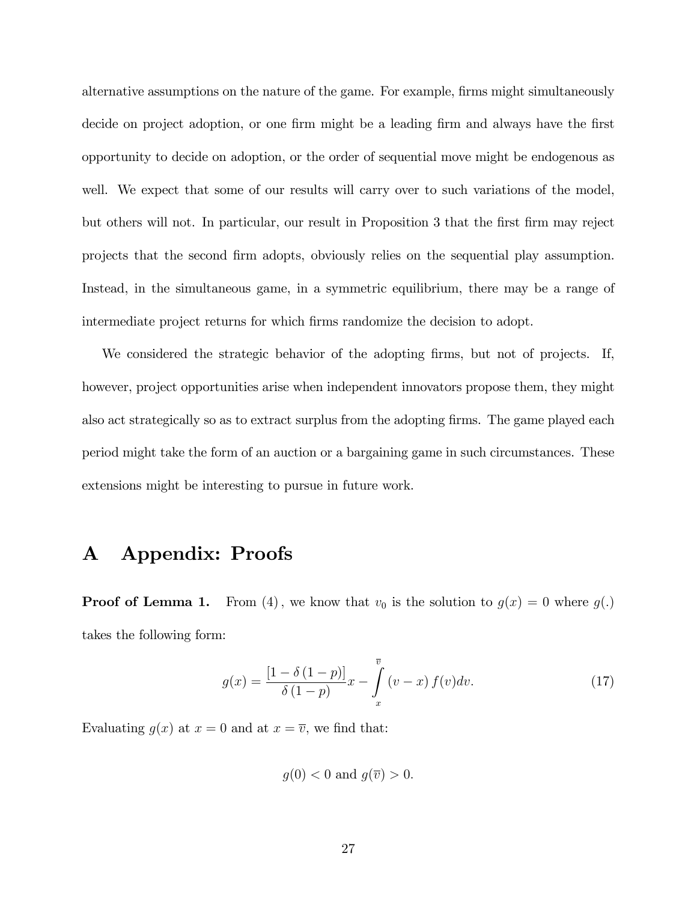alternative assumptions on the nature of the game. For example, firms might simultaneously decide on project adoption, or one firm might be a leading firm and always have the first opportunity to decide on adoption, or the order of sequential move might be endogenous as well. We expect that some of our results will carry over to such variations of the model, but others will not. In particular, our result in Proposition 3 that the first firm may reject projects that the second firm adopts, obviously relies on the sequential play assumption. Instead, in the simultaneous game, in a symmetric equilibrium, there may be a range of intermediate project returns for which firms randomize the decision to adopt.

We considered the strategic behavior of the adopting firms, but not of projects. If, however, project opportunities arise when independent innovators propose them, they might also act strategically so as to extract surplus from the adopting firms. The game played each period might take the form of an auction or a bargaining game in such circumstances. These extensions might be interesting to pursue in future work.

# A Appendix: Proofs

**Proof of Lemma 1.** From $(4)$, we know that $v_0$ is the solution to $g(x) = 0$ where $g(.)$ takes the following form:

$$g(x) = \frac{[1 - \delta(1-p)]}{\delta(1-p)} x - \int_{x}^{\overline{v}} (v - x) f(v) dv. \tag{17}$$

Evaluating $g(x)$ at $x = 0$ and at $x = \overline{v}$, we find that:

$$g(0) < 0 \text{ and } g(\overline{v}) > 0.$$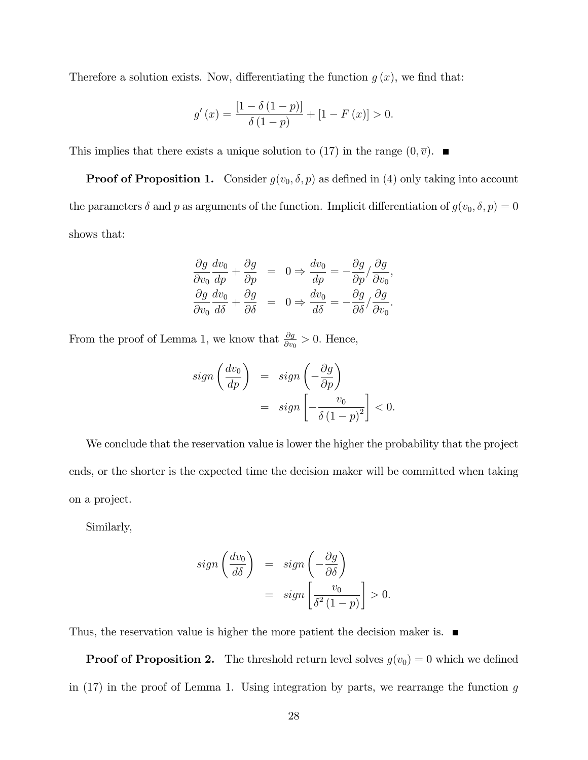Therefore a solution exists. Now, differentiating the function $g(x)$, we find that:

$$g'(x) = \frac{[1 - \delta(1-p)]}{\delta(1-p)} + [1 - F(x)] > 0.$$

This implies that there exists a unique solution to (17) in the range $(0, \overline{v})$. ■

**Proof of Proposition 1.** Consider $g(v_0, \delta, p)$ as defined in (4) only taking into account the parameters $\delta$ and $p$ as arguments of the function. Implicit differentiation of $g(v_0, \delta, p) = 0$ shows that:

$$\begin{aligned}
\frac{\partial g}{\partial v_0}\frac{dv_0}{dp} + \frac{\partial g}{\partial p} &= 0 \Rightarrow \frac{dv_0}{dp} = -\frac{\partial g}{\partial p} / \frac{\partial g}{\partial v_0}, \\
\frac{\partial g}{\partial v_0}\frac{dv_0}{d\delta} + \frac{\partial g}{\partial \delta} &= 0 \Rightarrow \frac{dv_0}{d\delta} = -\frac{\partial g}{\partial \delta} / \frac{\partial g}{\partial v_0}.
\end{aligned}$$

From the proof of Lemma 1, we know that $\frac{\partial g}{\partial v_0} > 0$. Hence,

$$\begin{aligned}
sign\left(\frac{dv_0}{dp}\right) &= sign\left(-\frac{\partial g}{\partial p}\right) \\
&= sign\left[-\frac{v_0}{\delta(1-p)^2}\right] < 0.
\end{aligned}$$

We conclude that the reservation value is lower the higher the probability that the project ends, or the shorter is the expected time the decision maker will be committed when taking on a project.

Similarly,

$$\begin{aligned}
sign\left(\frac{dv_0}{d\delta}\right) &= sign\left(-\frac{\partial g}{\partial \delta}\right) \\
&= sign\left[\frac{v_0}{\delta^2(1-p)}\right] > 0.
\end{aligned}$$

Thus, the reservation value is higher the more patient the decision maker is. ■

**Proof of Proposition 2.** The threshold return level solves $g(v_0) = 0$ which we defined in (17) in the proof of Lemma 1. Using integration by parts, we rearrange the function $g$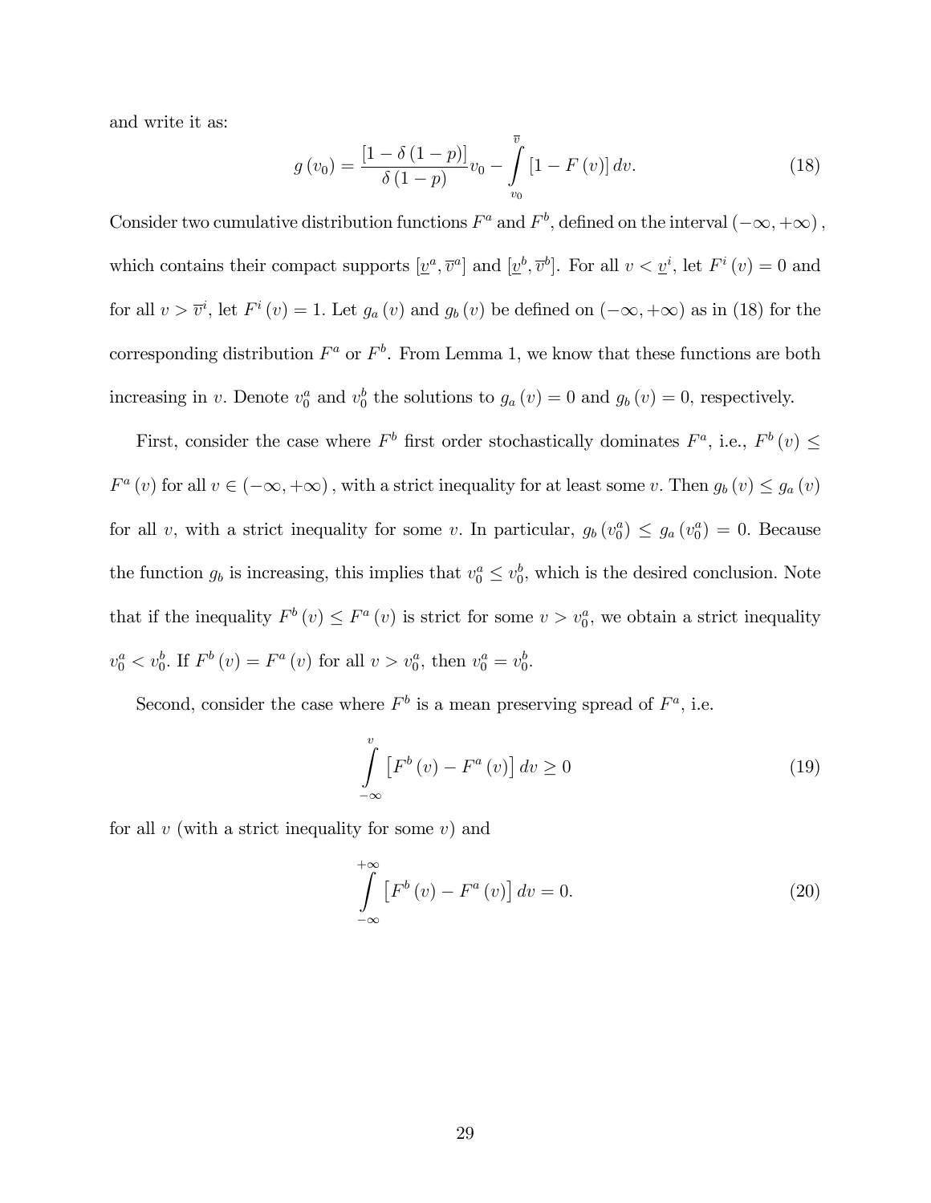and write it as:

$$g(v_0) = \frac{[1-\delta(1-p)]}{\delta(1-p)}v_0 - \int_{v_0}^{\overline{v}} [1-F(v)]\,dv. \tag{18}$$

Consider two cumulative distribution functions $F^a$ and $F^b$, defined on the interval $(-\infty, +\infty)$, which contains their compact supports $[\underline{v}^a, \overline{v}^a]$ and $[\underline{v}^b, \overline{v}^b]$. For all $v < \underline{v}^i$, let $F^i(v) = 0$ and for all $v > \overline{v}^i$, let $F^i(v) = 1$. Let $g_a(v)$ and $g_b(v)$ be defined on $(-\infty, +\infty)$ as in (18) for the corresponding distribution $F^a$ or $F^b$. From Lemma 1, we know that these functions are both increasing in $v$. Denote $v_0^a$ and $v_0^b$ the solutions to $g_a(v) = 0$ and $g_b(v) = 0$, respectively.

First, consider the case where $F^b$ first order stochastically dominates $F^a$, i.e., $F^b(v) \leq F^a(v)$ for all $v \in (-\infty, +\infty)$, with a strict inequality for at least some $v$. Then $g_b(v) \leq g_a(v)$ for all $v$, with a strict inequality for some $v$. In particular, $g_b(v_0^a) \leq g_a(v_0^a) = 0$. Because the function $g_b$ is increasing, this implies that $v_0^a \leq v_0^b$, which is the desired conclusion. Note that if the inequality $F^b(v) \leq F^a(v)$ is strict for some $v > v_0^a$, we obtain a strict inequality $v_0^a < v_0^b$. If $F^b(v) = F^a(v)$ for all $v > v_0^a$, then $v_0^a = v_0^b$.

Second, consider the case where $F^b$ is a mean preserving spread of $F^a$, i.e.

$$\int_{-\infty}^{v} \left[F^b(v) - F^a(v)\right] dv \geq 0 \tag{19}$$

for all $v$ (with a strict inequality for some $v$) and

$$\int_{-\infty}^{+\infty} \left[F^b(v) - F^a(v)\right] dv = 0. \tag{20}$$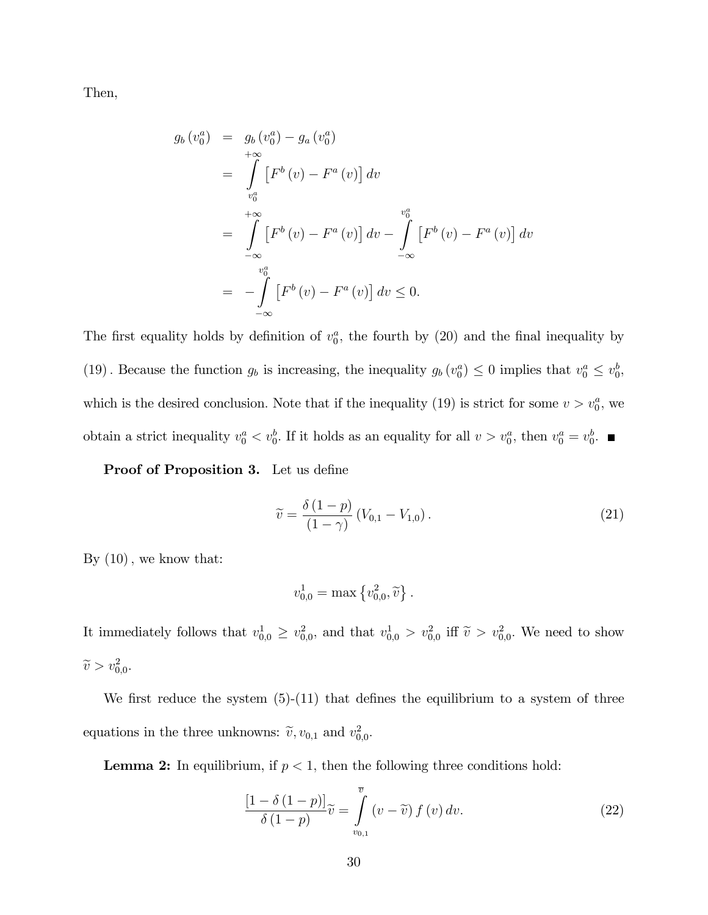Then,

$$
\begin{aligned}
g_b\left(v_0^a\right) &= g_b\left(v_0^a\right) - g_a\left(v_0^a\right) \\
&= \int\limits_{v_0^a}^{+\infty} \left[F^b\left(v\right) - F^a\left(v\right)\right] dv \\
&= \int\limits_{-\infty}^{+\infty} \left[F^b\left(v\right) - F^a\left(v\right)\right] dv - \int\limits_{-\infty}^{v_0^a} \left[F^b\left(v\right) - F^a\left(v\right)\right] dv \\
&= -\int\limits_{-\infty}^{v_0^a} \left[F^b\left(v\right) - F^a\left(v\right)\right] dv \leq 0.
\end{aligned}
$$

The first equality holds by definition of $v_0^a$, the fourth by (20) and the final inequality by (19). Because the function $g_b$ is increasing, the inequality $g_b\left(v_0^a\right) \leq 0$ implies that $v_0^a \leq v_0^b$, which is the desired conclusion. Note that if the inequality (19) is strict for some $v > v_0^a$, we obtain a strict inequality $v_0^a < v_0^b$. If it holds as an equality for all $v > v_0^a$, then $v_0^a = v_0^b$. ■

**Proof of Proposition 3.** Let us define

$$
\widetilde{v} = \frac{\delta\left(1-p\right)}{\left(1-\gamma\right)}\left(V_{0,1} - V_{1,0}\right). \tag{21}
$$

By (10), we know that:

$$
v_{0,0}^1 = \max\left\{v_{0,0}^2, \widetilde{v}\right\}.
$$

It immediately follows that $v_{0,0}^1 \geq v_{0,0}^2$, and that $v_{0,0}^1 > v_{0,0}^2$ iff $\widetilde{v} > v_{0,0}^2$. We need to show $\widetilde{v} > v_{0,0}^2$.

We first reduce the system (5)-(11) that defines the equilibrium to a system of three equations in the three unknowns: $\widetilde{v}, v_{0,1}$ and $v_{0,0}^2$.

**Lemma 2:** In equilibrium, if $p < 1$, then the following three conditions hold:

$$
\frac{\left[1-\delta\left(1-p\right)\right]}{\delta\left(1-p\right)}\widetilde{v} = \int\limits_{v_{0,1}}^{\overline{v}} \left(v - \widetilde{v}\right) f\left(v\right) dv. \tag{22}
$$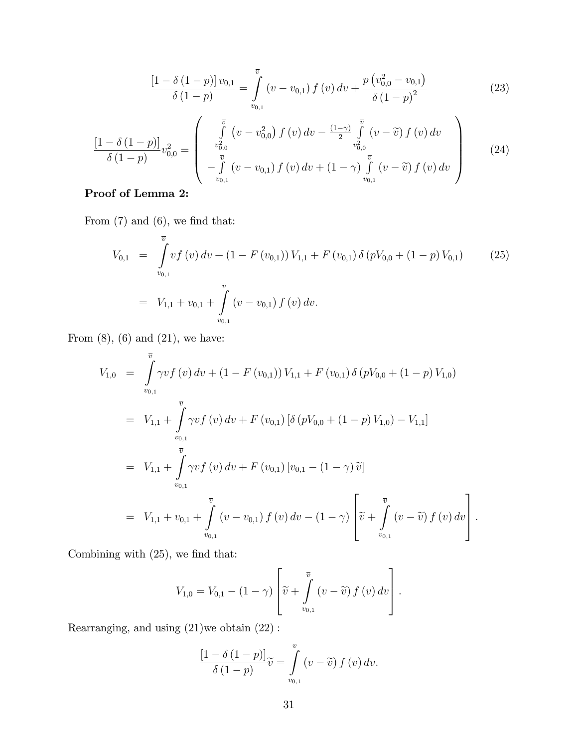$$\frac{[1-\delta(1-p)]\,v_{0,1}}{\delta(1-p)} = \int_{v_{0,1}}^{\overline{v}} (v - v_{0,1})\, f(v)\, dv + \frac{p\left(v_{0,0}^{2} - v_{0,1}\right)}{\delta(1-p)^{2}} \tag{23}$$

$$\frac{[1-\delta(1-p)]}{\delta(1-p)} v_{0,0}^{2} = \left( \begin{array}{c} \int_{v_{0,0}^{2}}^{\overline{v}} \left(v - v_{0,0}^{2}\right) f(v)\, dv - \frac{(1-\gamma)}{2} \int_{v_{0,0}^{2}}^{\overline{v}} (v - \widetilde{v})\, f(v)\, dv \\ - \int_{v_{0,1}}^{\overline{v}} (v - v_{0,1})\, f(v)\, dv + (1-\gamma) \int_{v_{0,1}}^{\overline{v}} (v - \widetilde{v})\, f(v)\, dv \end{array} \right) \tag{24}$$

**Proof of Lemma 2:**

From (7) and (6), we find that:

$$\begin{aligned} V_{0,1} &= \int_{v_{0,1}}^{\overline{v}} v f(v)\, dv + (1 - F(v_{0,1}))\, V_{1,1} + F(v_{0,1})\, \delta\left(pV_{0,0} + (1-p)\, V_{0,1}\right) \qquad (25) \\ &= V_{1,1} + v_{0,1} + \int_{v_{0,1}}^{\overline{v}} (v - v_{0,1})\, f(v)\, dv. \end{aligned}$$

From (8), (6) and (21), we have:

$$\begin{aligned} V_{1,0} &= \int_{v_{0,1}}^{\overline{v}} \gamma v f(v)\, dv + (1 - F(v_{0,1}))\, V_{1,1} + F(v_{0,1})\, \delta\left(pV_{0,0} + (1-p)\, V_{1,0}\right) \\ &= V_{1,1} + \int_{v_{0,1}}^{\overline{v}} \gamma v f(v)\, dv + F(v_{0,1}) \left[\delta\left(pV_{0,0} + (1-p)\, V_{1,0}\right) - V_{1,1}\right] \\ &= V_{1,1} + \int_{v_{0,1}}^{\overline{v}} \gamma v f(v)\, dv + F(v_{0,1}) \left[v_{0,1} - (1-\gamma)\, \widetilde{v}\right] \\ &= V_{1,1} + v_{0,1} + \int_{v_{0,1}}^{\overline{v}} (v - v_{0,1})\, f(v)\, dv - (1-\gamma) \left[\widetilde{v} + \int_{v_{0,1}}^{\overline{v}} (v - \widetilde{v})\, f(v)\, dv\right]. \end{aligned}$$

Combining with (25), we find that:

$$V_{1,0} = V_{0,1} - (1-\gamma) \left[\widetilde{v} + \int_{v_{0,1}}^{\overline{v}} (v - \widetilde{v})\, f(v)\, dv\right].$$

Rearranging, and using (21)we obtain (22) :

$$\frac{[1-\delta(1-p)]}{\delta(1-p)} \widetilde{v} = \int_{v_{0,1}}^{\overline{v}} (v - \widetilde{v})\, f(v)\, dv.$$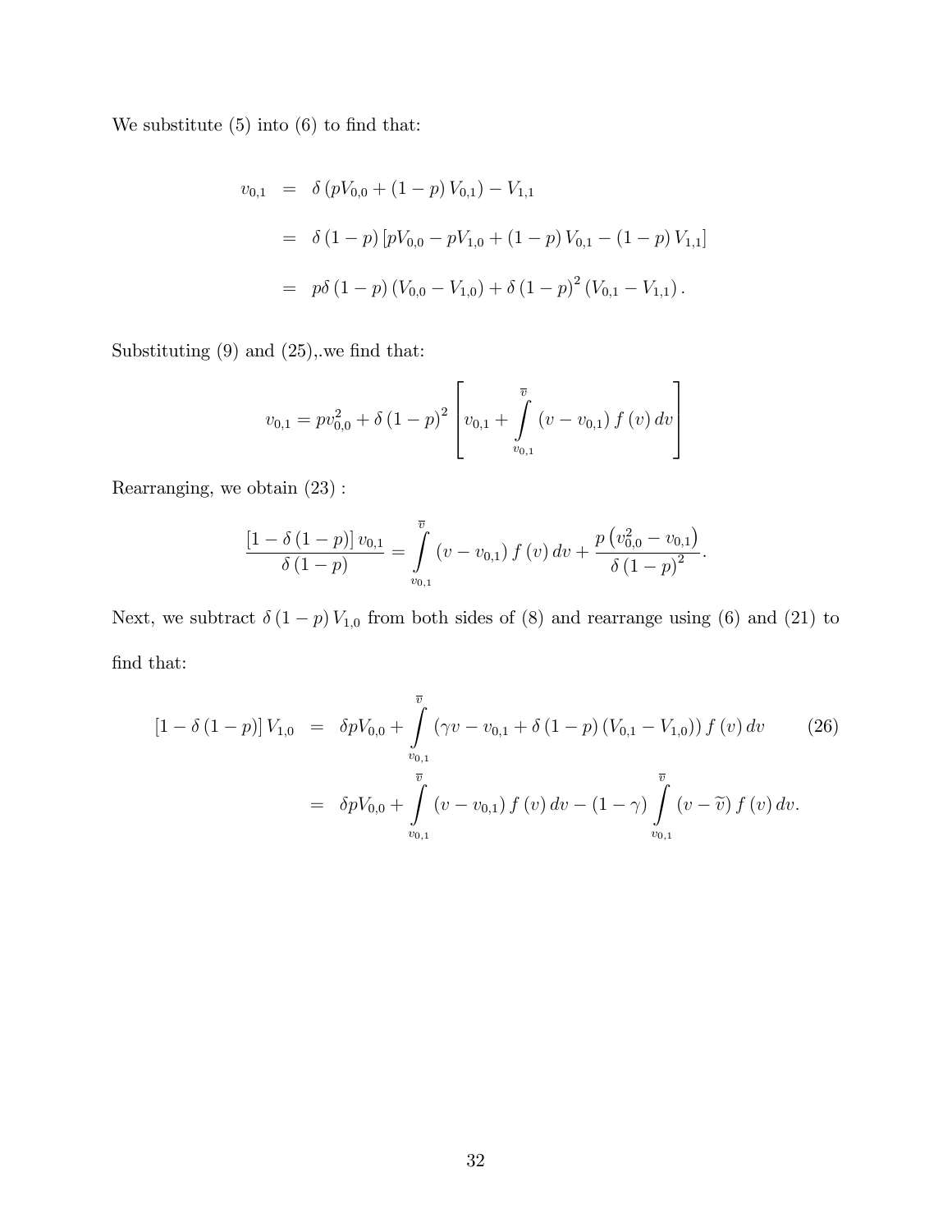We substitute (5) into (6) to find that:

$$
\begin{aligned}
v_{0,1} &= \delta\left(pV_{0,0} + (1-p)V_{0,1}\right) - V_{1,1} \\
&= \delta(1-p)\left[pV_{0,0} - pV_{1,0} + (1-p)V_{0,1} - (1-p)V_{1,1}\right] \\
&= p\delta(1-p)\left(V_{0,0} - V_{1,0}\right) + \delta(1-p)^2\left(V_{0,1} - V_{1,1}\right).
\end{aligned}
$$

Substituting (9) and (25),.we find that:

$$
v_{0,1} = pv_{0,0}^2 + \delta(1-p)^2\left[v_{0,1} + \int_{v_{0,1}}^{\overline{v}} (v - v_{0,1}) f(v)\, dv\right]
$$

Rearranging, we obtain (23) :

$$
\frac{[1-\delta(1-p)]\, v_{0,1}}{\delta(1-p)} = \int_{v_{0,1}}^{\overline{v}} (v - v_{0,1}) f(v)\, dv + \frac{p\left(v_{0,0}^2 - v_{0,1}\right)}{\delta(1-p)^2}.
$$

Next, we subtract $\delta(1-p)V_{1,0}$ from both sides of (8) and rearrange using (6) and (21) to find that:

$$
\begin{aligned}
[1-\delta(1-p)]\, V_{1,0} &= \delta p V_{0,0} + \int_{v_{0,1}}^{\overline{v}} \left(\gamma v - v_{0,1} + \delta(1-p)\left(V_{0,1} - V_{1,0}\right)\right) f(v)\, dv \qquad (26) \\
&= \delta p V_{0,0} + \int_{v_{0,1}}^{\overline{v}} (v - v_{0,1}) f(v)\, dv - (1-\gamma)\int_{v_{0,1}}^{\overline{v}} (v - \widetilde{v}) f(v)\, dv.
\end{aligned}
$$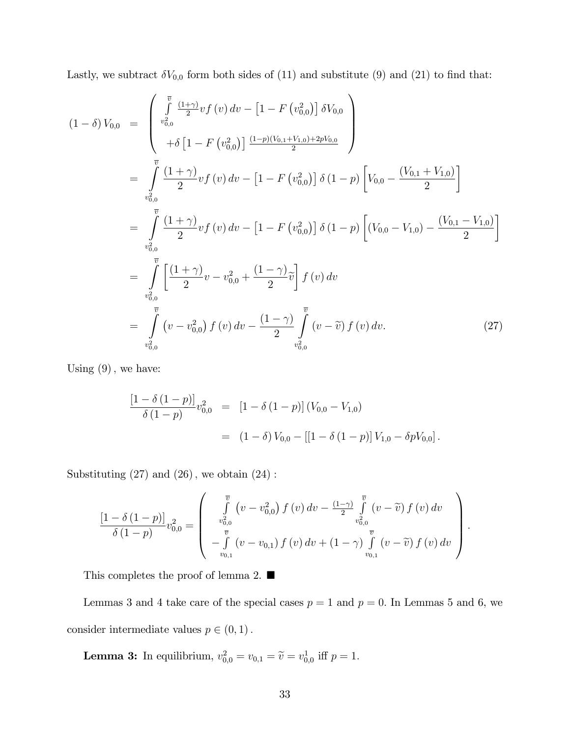Lastly, we subtract $\delta V_{0,0}$ form both sides of (11) and substitute (9) and (21) to find that:

$$
\begin{aligned}
(1-\delta) V_{0,0} &= \begin{pmatrix} \int\limits_{v_{0,0}^2}^{\overline{v}} \frac{(1+\gamma)}{2} v f(v)\, dv - \left[1 - F\left(v_{0,0}^2\right)\right] \delta V_{0,0} \\ + \delta \left[1 - F\left(v_{0,0}^2\right)\right] \frac{(1-p)(V_{0,1}+V_{1,0})+2pV_{0,0}}{2} \end{pmatrix} \\
&= \int\limits_{v_{0,0}^2}^{\overline{v}} \frac{(1+\gamma)}{2} v f(v)\, dv - \left[1 - F\left(v_{0,0}^2\right)\right] \delta (1-p) \left[V_{0,0} - \frac{(V_{0,1}+V_{1,0})}{2}\right] \\
&= \int\limits_{v_{0,0}^2}^{\overline{v}} \frac{(1+\gamma)}{2} v f(v)\, dv - \left[1 - F\left(v_{0,0}^2\right)\right] \delta (1-p) \left[(V_{0,0} - V_{1,0}) - \frac{(V_{0,1}-V_{1,0})}{2}\right] \\
&= \int\limits_{v_{0,0}^2}^{\overline{v}} \left[\frac{(1+\gamma)}{2} v - v_{0,0}^2 + \frac{(1-\gamma)}{2} \widetilde{v}\right] f(v)\, dv \\
&= \int\limits_{v_{0,0}^2}^{\overline{v}} \left(v - v_{0,0}^2\right) f(v)\, dv - \frac{(1-\gamma)}{2} \int\limits_{v_{0,0}^2}^{\overline{v}} (v - \widetilde{v}) f(v)\, dv. \qquad (27)
\end{aligned}
$$

Using (9), we have:

$$
\begin{aligned}
\frac{[1-\delta(1-p)]}{\delta(1-p)} v_{0,0}^2 &= [1-\delta(1-p)] (V_{0,0} - V_{1,0}) \\
&= (1-\delta) V_{0,0} - [[1-\delta(1-p)] V_{1,0} - \delta p V_{0,0}].
\end{aligned}
$$

Substituting (27) and (26), we obtain (24):

$$
\frac{[1-\delta(1-p)]}{\delta(1-p)} v_{0,0}^2 = \begin{pmatrix} \int\limits_{v_{0,0}^2}^{\overline{v}} \left(v - v_{0,0}^2\right) f(v)\, dv - \frac{(1-\gamma)}{2} \int\limits_{v_{0,0}^2}^{\overline{v}} (v - \widetilde{v}) f(v)\, dv \\ - \int\limits_{v_{0,1}}^{\overline{v}} (v - v_{0,1}) f(v)\, dv + (1-\gamma) \int\limits_{v_{0,1}}^{\overline{v}} (v - \widetilde{v}) f(v)\, dv \end{pmatrix}.
$$

This completes the proof of lemma 2. ■

Lemmas 3 and 4 take care of the special cases $p = 1$ and $p = 0$. In Lemmas 5 and 6, we consider intermediate values $p \in (0, 1)$.

**Lemma 3:** In equilibrium, $v_{0,0}^2 = v_{0,1} = \widetilde{v} = v_{0,0}^1$ iff $p = 1$.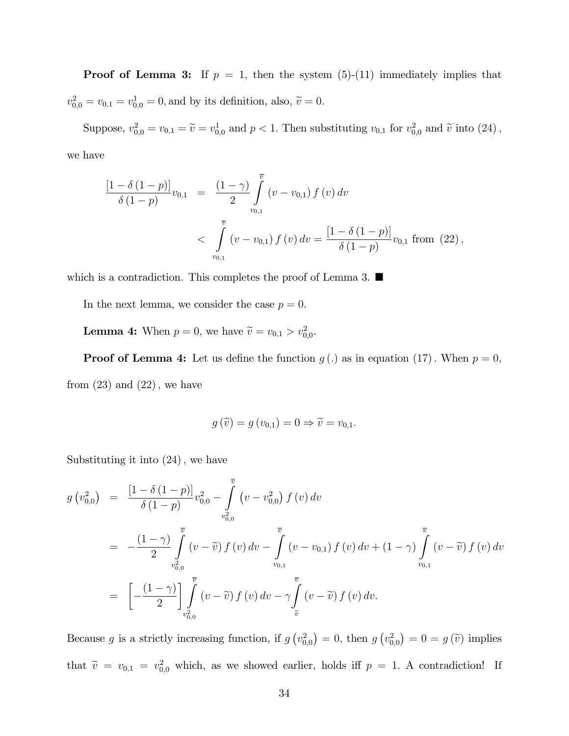**Proof of Lemma 3:** If $p = 1$, then the system (5)-(11) immediately implies that $v_{0,0}^2 = v_{0,1} = v_{0,0}^1 = 0$, and by its definition, also, $\widetilde{v} = 0$.

Suppose, $v_{0,0}^2 = v_{0,1} = \widetilde{v} = v_{0,0}^1$ and $p < 1$. Then substituting $v_{0,1}$ for $v_{0,0}^2$ and $\widetilde{v}$ into (24), we have

$$
\begin{aligned}
\frac{[1-\delta(1-p)]}{\delta(1-p)} v_{0,1} &= \frac{(1-\gamma)}{2} \int_{v_{0,1}}^{\overline{v}} (v - v_{0,1}) f(v) \, dv \\
&< \int_{v_{0,1}}^{\overline{v}} (v - v_{0,1}) f(v) \, dv = \frac{[1-\delta(1-p)]}{\delta(1-p)} v_{0,1} \text{ from } (22),
\end{aligned}
$$

which is a contradiction. This completes the proof of Lemma 3. ■

In the next lemma, we consider the case $p = 0$.

**Lemma 4:** When $p = 0$, we have $\widetilde{v} = v_{0,1} > v_{0,0}^2$.

**Proof of Lemma 4:** Let us define the function $g(.)$ as in equation (17). When $p = 0$, from (23) and (22), we have

$$
g(\widetilde{v}) = g(v_{0,1}) = 0 \Rightarrow \widetilde{v} = v_{0,1}.
$$

Substituting it into (24), we have

$$
\begin{aligned}
g\left(v_{0,0}^2\right) &= \frac{[1-\delta(1-p)]}{\delta(1-p)} v_{0,0}^2 - \int_{v_{0,0}^2}^{\overline{v}} \left(v - v_{0,0}^2\right) f(v) \, dv \\
&= -\frac{(1-\gamma)}{2} \int_{v_{0,0}^2}^{\overline{v}} (v - \widetilde{v}) f(v) \, dv - \int_{v_{0,1}}^{\overline{v}} (v - v_{0,1}) f(v) \, dv + (1-\gamma) \int_{v_{0,1}}^{\overline{v}} (v - \widetilde{v}) f(v) \, dv \\
&= \left[-\frac{(1-\gamma)}{2}\right] \int_{v_{0,0}^2}^{\overline{v}} (v - \widetilde{v}) f(v) \, dv - \gamma \int_{\widetilde{v}}^{\overline{v}} (v - \widetilde{v}) f(v) \, dv.
\end{aligned}
$$

Because $g$ is a strictly increasing function, if $g\left(v_{0,0}^2\right) = 0$, then $g\left(v_{0,0}^2\right) = 0 = g(\widetilde{v})$ implies that $\widetilde{v} = v_{0,1} = v_{0,0}^2$ which, as we showed earlier, holds iff $p = 1$. A contradiction! If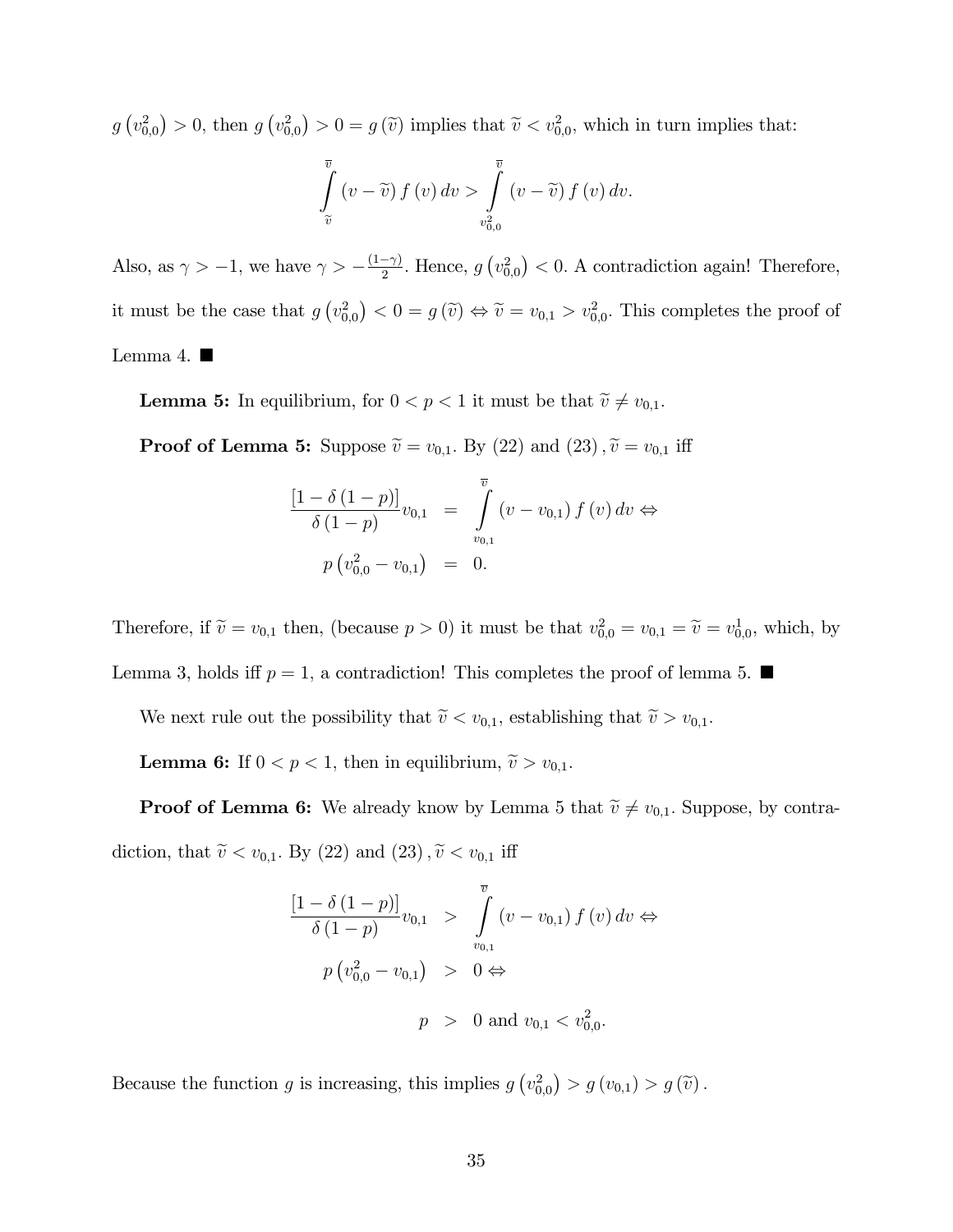$g\left(v_{0,0}^2\right) > 0$, then $g\left(v_{0,0}^2\right) > 0 = g\left(\widetilde{v}\right)$ implies that $\widetilde{v} < v_{0,0}^2$, which in turn implies that:

$$\int_{\widetilde{v}}^{\overline{v}} \left(v - \widetilde{v}\right) f\left(v\right) dv > \int_{v_{0,0}^2}^{\overline{v}} \left(v - \widetilde{v}\right) f\left(v\right) dv.$$

Also, as $\gamma > -1$, we have $\gamma > -\frac{(1-\gamma)}{2}$. Hence, $g\left(v_{0,0}^2\right) < 0$. A contradiction again! Therefore, it must be the case that $g\left(v_{0,0}^2\right) < 0 = g\left(\widetilde{v}\right) \Leftrightarrow \widetilde{v} = v_{0,1} > v_{0,0}^2$. This completes the proof of Lemma 4. ■

**Lemma 5:** In equilibrium, for $0 < p < 1$ it must be that $\widetilde{v} \neq v_{0,1}$.

**Proof of Lemma 5:** Suppose $\widetilde{v} = v_{0,1}$. By (22) and (23), $\widetilde{v} = v_{0,1}$ iff

$$\begin{aligned}
\frac{\left[1 - \delta\left(1 - p\right)\right]}{\delta\left(1 - p\right)} v_{0,1} &= \int_{v_{0,1}}^{\overline{v}} \left(v - v_{0,1}\right) f\left(v\right) dv \Leftrightarrow \\
p\left(v_{0,0}^2 - v_{0,1}\right) &= 0.
\end{aligned}$$

Therefore, if $\widetilde{v} = v_{0,1}$ then, (because $p > 0$) it must be that $v_{0,0}^2 = v_{0,1} = \widetilde{v} = v_{0,0}^1$, which, by Lemma 3, holds iff $p = 1$, a contradiction! This completes the proof of lemma 5. ■

We next rule out the possibility that $\widetilde{v} < v_{0,1}$, establishing that $\widetilde{v} > v_{0,1}$.

**Lemma 6:** If $0 < p < 1$, then in equilibrium, $\widetilde{v} > v_{0,1}$.

**Proof of Lemma 6:** We already know by Lemma 5 that $\widetilde{v} \neq v_{0,1}$. Suppose, by contradiction, that $\widetilde{v} < v_{0,1}$. By (22) and (23), $\widetilde{v} < v_{0,1}$ iff

$$\begin{aligned}
\frac{\left[1 - \delta\left(1 - p\right)\right]}{\delta\left(1 - p\right)} v_{0,1} &> \int_{v_{0,1}}^{\overline{v}} \left(v - v_{0,1}\right) f\left(v\right) dv \Leftrightarrow \\
p\left(v_{0,0}^2 - v_{0,1}\right) &> 0 \Leftrightarrow \\
p &> 0 \text{ and } v_{0,1} < v_{0,0}^2.
\end{aligned}$$

Because the function $g$ is increasing, this implies $g\left(v_{0,0}^2\right) > g\left(v_{0,1}\right) > g\left(\widetilde{v}\right)$.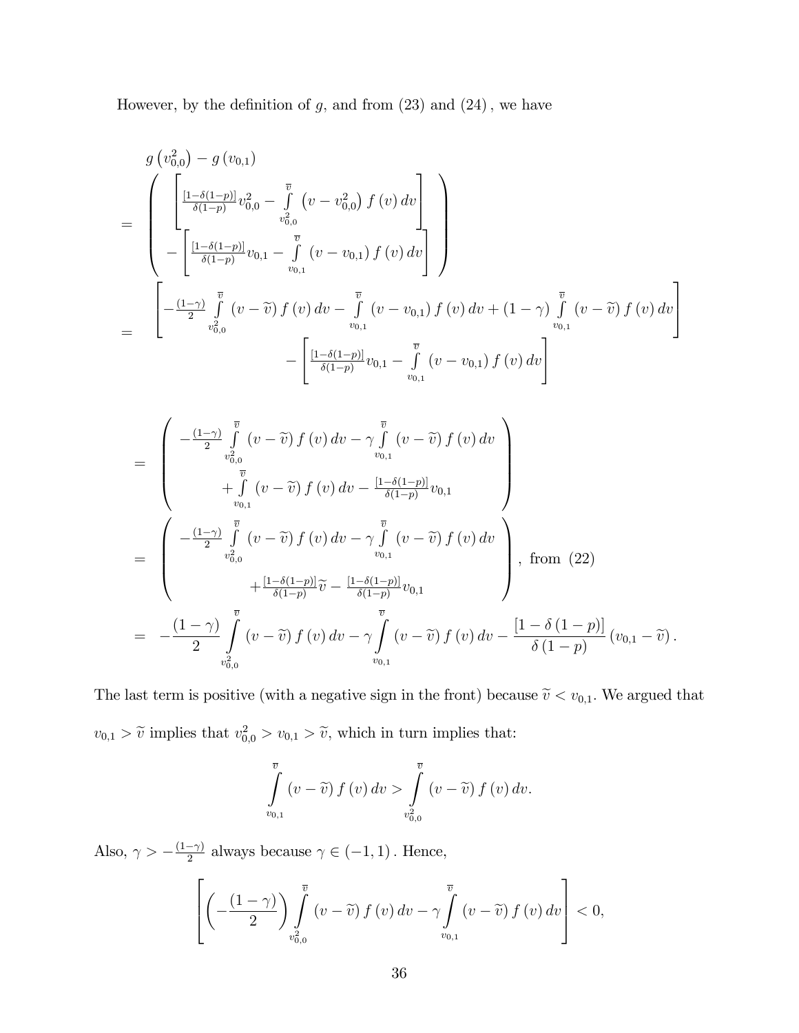However, by the definition of $g$, and from (23) and (24), we have

$$
\begin{aligned}
& g\left(v_{0,0}^2\right) - g\left(v_{0,1}\right) \\
= & \left( \begin{array}{c} \left[ \frac{[1-\delta(1-p)]}{\delta(1-p)} v_{0,0}^2 - \int\limits_{v_{0,0}^2}^{\overline{v}} \left(v - v_{0,0}^2\right) f(v)\, dv \right] \\ - \left[ \frac{[1-\delta(1-p)]}{\delta(1-p)} v_{0,1} - \int\limits_{v_{0,1}}^{\overline{v}} \left(v - v_{0,1}\right) f(v)\, dv \right] \end{array} \right) \\
= & \begin{array}{c} \left[ -\frac{(1-\gamma)}{2} \int\limits_{v_{0,0}^2}^{\overline{v}} (v - \widetilde{v}) f(v)\, dv - \int\limits_{v_{0,1}}^{\overline{v}} (v - v_{0,1}) f(v)\, dv + (1-\gamma) \int\limits_{v_{0,1}}^{\overline{v}} (v - \widetilde{v}) f(v)\, dv \right] \\ - \left[ \frac{[1-\delta(1-p)]}{\delta(1-p)} v_{0,1} - \int\limits_{v_{0,1}}^{\overline{v}} (v - v_{0,1}) f(v)\, dv \right] \end{array}
\end{aligned}
$$

$$
\begin{aligned}
= & \left( \begin{array}{c} -\frac{(1-\gamma)}{2} \int\limits_{v_{0,0}^2}^{\overline{v}} (v - \widetilde{v}) f(v)\, dv - \gamma \int\limits_{v_{0,1}}^{\overline{v}} (v - \widetilde{v}) f(v)\, dv \\ + \int\limits_{v_{0,1}}^{\overline{v}} (v - \widetilde{v}) f(v)\, dv - \frac{[1-\delta(1-p)]}{\delta(1-p)} v_{0,1} \end{array} \right) \\
= & \left( \begin{array}{c} -\frac{(1-\gamma)}{2} \int\limits_{v_{0,0}^2}^{\overline{v}} (v - \widetilde{v}) f(v)\, dv - \gamma \int\limits_{v_{0,1}}^{\overline{v}} (v - \widetilde{v}) f(v)\, dv \\ + \frac{[1-\delta(1-p)]}{\delta(1-p)} \widetilde{v} - \frac{[1-\delta(1-p)]}{\delta(1-p)} v_{0,1} \end{array} \right), \text{ from (22)} \\
= & -\frac{(1-\gamma)}{2} \int\limits_{v_{0,0}^2}^{\overline{v}} (v - \widetilde{v}) f(v)\, dv - \gamma \int\limits_{v_{0,1}}^{\overline{v}} (v - \widetilde{v}) f(v)\, dv - \frac{[1-\delta(1-p)]}{\delta(1-p)} (v_{0,1} - \widetilde{v}).
\end{aligned}
$$

The last term is positive (with a negative sign in the front) because $\widetilde{v} < v_{0,1}$. We argued that $v_{0,1} > \widetilde{v}$ implies that $v_{0,0}^2 > v_{0,1} > \widetilde{v}$, which in turn implies that:

$$
\int\limits_{v_{0,1}}^{\overline{v}} (v - \widetilde{v}) f(v)\, dv > \int\limits_{v_{0,0}^2}^{\overline{v}} (v - \widetilde{v}) f(v)\, dv.
$$

Also, $\gamma > -\frac{(1-\gamma)}{2}$ always because $\gamma \in (-1, 1)$. Hence,

$$
\left[ \left( -\frac{(1-\gamma)}{2} \right) \int\limits_{v_{0,0}^2}^{\overline{v}} (v - \widetilde{v}) f(v)\, dv - \gamma \int\limits_{v_{0,1}}^{\overline{v}} (v - \widetilde{v}) f(v)\, dv \right] < 0,
$$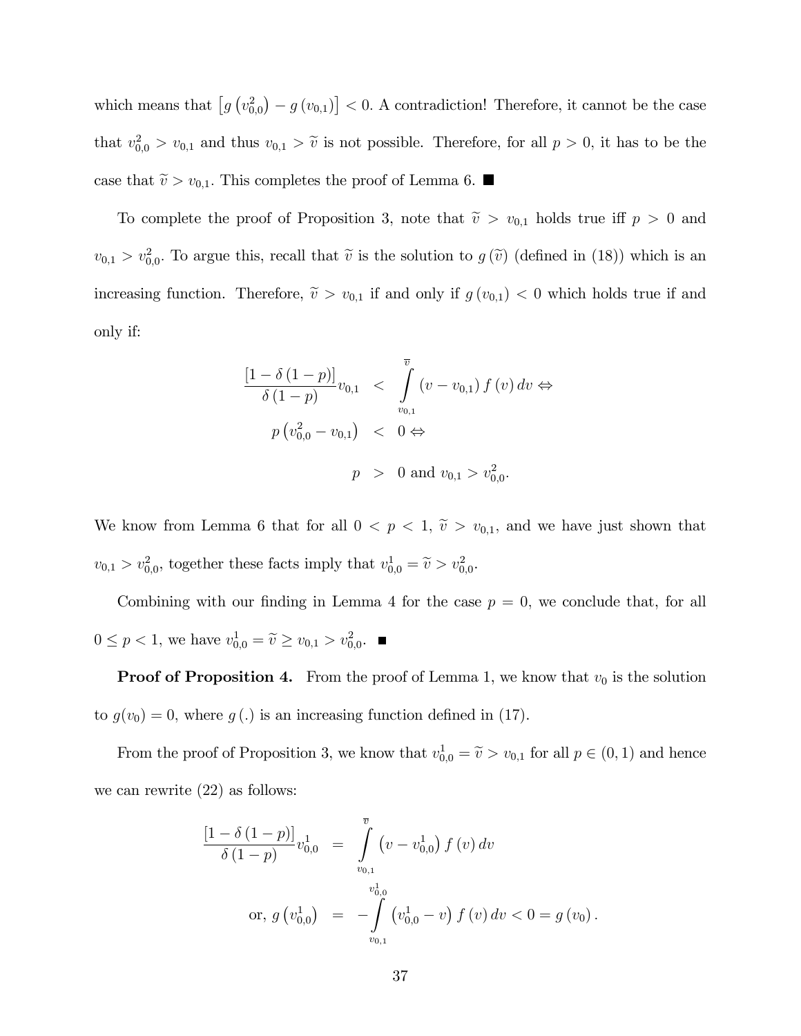which means that $\left[g\left(v_{0,0}^{2}\right)-g\left(v_{0,1}\right)\right]<0$. A contradiction! Therefore, it cannot be the case that $v_{0,0}^{2}>v_{0,1}$ and thus $v_{0,1}>\widetilde{v}$ is not possible. Therefore, for all $p>0$, it has to be the case that $\widetilde{v}>v_{0,1}$. This completes the proof of Lemma 6. ■

To complete the proof of Proposition 3, note that $\widetilde{v}>v_{0,1}$ holds true iff $p>0$ and $v_{0,1}>v_{0,0}^{2}$. To argue this, recall that $\widetilde{v}$ is the solution to $g\left(\widetilde{v}\right)$ (defined in (18)) which is an increasing function. Therefore, $\widetilde{v}>v_{0,1}$ if and only if $g\left(v_{0,1}\right)<0$ which holds true if and only if:

$$
\begin{aligned}
\frac{\left[1-\delta\left(1-p\right)\right]}{\delta\left(1-p\right)}v_{0,1} &< \int_{v_{0,1}}^{\overline{v}}\left(v-v_{0,1}\right)f\left(v\right)dv \Leftrightarrow \\
p\left(v_{0,0}^{2}-v_{0,1}\right) &< 0 \Leftrightarrow \\
p &> 0 \text{ and } v_{0,1}>v_{0,0}^{2}.
\end{aligned}
$$

We know from Lemma 6 that for all $0<p<1$, $\widetilde{v}>v_{0,1}$, and we have just shown that $v_{0,1}>v_{0,0}^{2}$, together these facts imply that $v_{0,0}^{1}=\widetilde{v}>v_{0,0}^{2}$.

Combining with our finding in Lemma 4 for the case $p=0$, we conclude that, for all $0\leq p<1$, we have $v_{0,0}^{1}=\widetilde{v}\geq v_{0,1}>v_{0,0}^{2}$. ■

**Proof of Proposition 4.** From the proof of Lemma 1, we know that $v_{0}$ is the solution to $g(v_{0})=0$, where $g\left(.\right)$ is an increasing function defined in (17).

From the proof of Proposition 3, we know that $v_{0,0}^{1}=\widetilde{v}>v_{0,1}$ for all $p\in(0,1)$ and hence we can rewrite (22) as follows:

$$
\begin{aligned}
\frac{\left[1-\delta\left(1-p\right)\right]}{\delta\left(1-p\right)}v_{0,0}^{1} &= \int_{v_{0,1}}^{\overline{v}}\left(v-v_{0,0}^{1}\right)f\left(v\right)dv \\
\text{or, } g\left(v_{0,0}^{1}\right) &= -\int_{v_{0,1}}^{v_{0,0}^{1}}\left(v_{0,0}^{1}-v\right)f\left(v\right)dv<0=g\left(v_{0}\right).
\end{aligned}
$$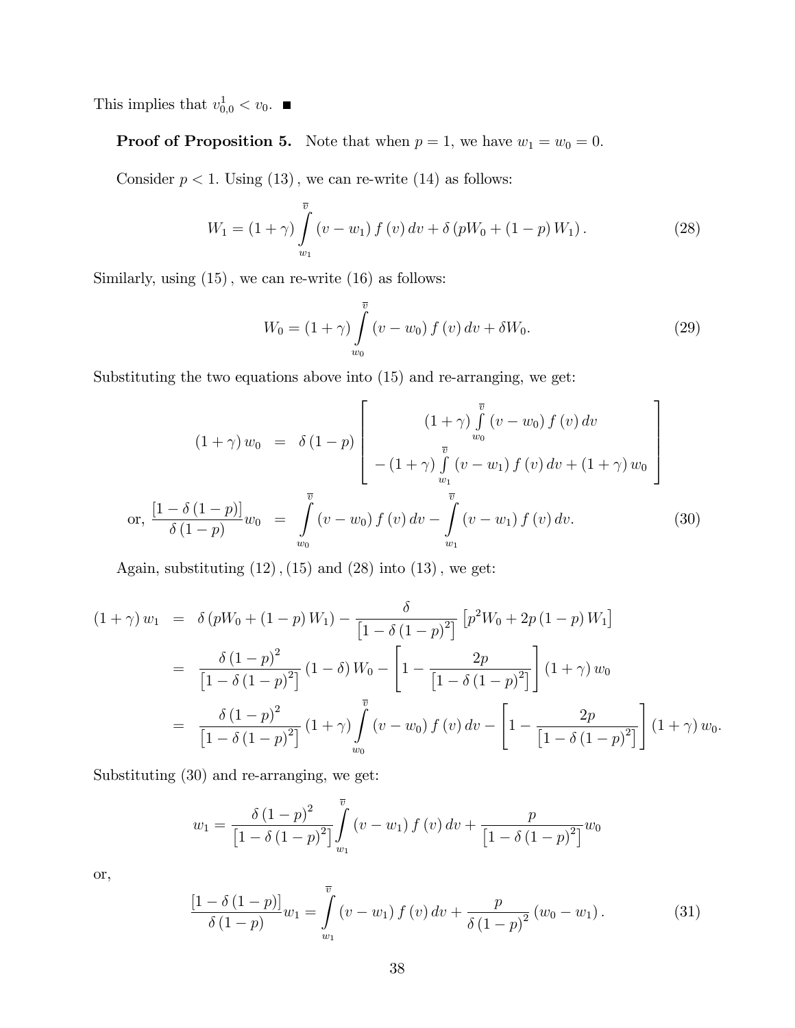This implies that $v_{0,0}^1 < v_0$. ■

**Proof of Proposition 5.** Note that when $p = 1$, we have $w_1 = w_0 = 0$.

Consider $p < 1$. Using $(13)$, we can re-write $(14)$ as follows:

$$W_1 = (1+\gamma) \int_{w_1}^{\overline{v}} (v - w_1) f(v)\, dv + \delta \left(pW_0 + (1-p) W_1\right). \tag{28}$$

Similarly, using $(15)$, we can re-write $(16)$ as follows:

$$W_0 = (1+\gamma) \int_{w_0}^{\overline{v}} (v - w_0) f(v)\, dv + \delta W_0. \tag{29}$$

Substituting the two equations above into $(15)$ and re-arranging, we get:

$$\begin{aligned}
(1+\gamma) w_0 &= \delta (1-p) \left[ \begin{array}{c} (1+\gamma) \int_{w_0}^{\overline{v}} (v - w_0) f(v)\, dv \\ - (1+\gamma) \int_{w_1}^{\overline{v}} (v - w_1) f(v)\, dv + (1+\gamma) w_0 \end{array} \right] \\
\text{or, } \frac{[1 - \delta(1-p)]}{\delta(1-p)} w_0 &= \int_{w_0}^{\overline{v}} (v - w_0) f(v)\, dv - \int_{w_1}^{\overline{v}} (v - w_1) f(v)\, dv.
\end{aligned} \tag{30}$$

Again, substituting $(12)$, $(15)$ and $(28)$ into $(13)$, we get:

$$\begin{aligned}
(1+\gamma) w_1 &= \delta \left(pW_0 + (1-p) W_1\right) - \frac{\delta}{\left[1 - \delta (1-p)^2\right]} \left[p^2 W_0 + 2p(1-p) W_1\right] \\
&= \frac{\delta (1-p)^2}{\left[1 - \delta (1-p)^2\right]} (1-\delta) W_0 - \left[1 - \frac{2p}{\left[1 - \delta (1-p)^2\right]}\right] (1+\gamma) w_0 \\
&= \frac{\delta (1-p)^2}{\left[1 - \delta (1-p)^2\right]} (1+\gamma) \int_{w_0}^{\overline{v}} (v - w_0) f(v)\, dv - \left[1 - \frac{2p}{\left[1 - \delta (1-p)^2\right]}\right] (1+\gamma) w_0.
\end{aligned}$$

Substituting $(30)$ and re-arranging, we get:

$$w_1 = \frac{\delta (1-p)^2}{\left[1 - \delta (1-p)^2\right]} \int_{w_1}^{\overline{v}} (v - w_1) f(v)\, dv + \frac{p}{\left[1 - \delta (1-p)^2\right]} w_0$$

or,

$$\frac{[1 - \delta(1-p)]}{\delta(1-p)} w_1 = \int_{w_1}^{\overline{v}} (v - w_1) f(v)\, dv + \frac{p}{\delta (1-p)^2} (w_0 - w_1). \tag{31}$$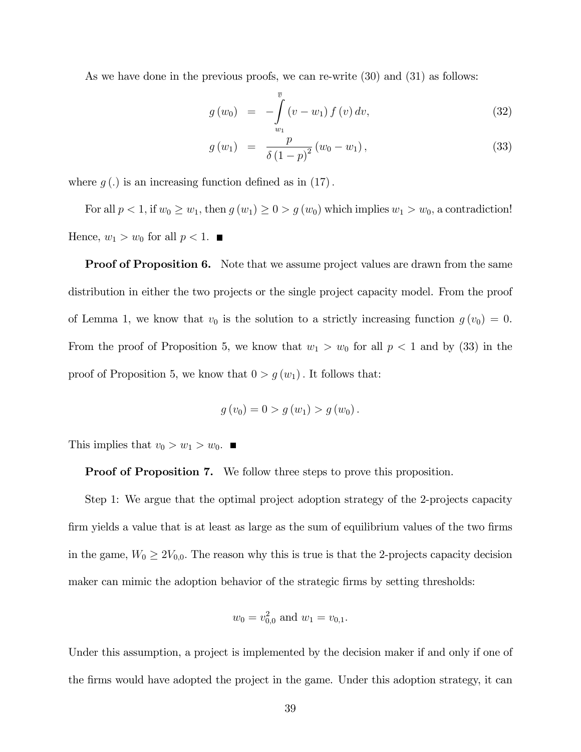As we have done in the previous proofs, we can re-write (30) and (31) as follows:

$$
\begin{aligned}
g(w_0) &= -\int_{w_1}^{\overline{v}} (v - w_1) f(v) \, dv, & (32) \\
g(w_1) &= \frac{p}{\delta (1-p)^2} (w_0 - w_1), & (33)
\end{aligned}
$$

where $g(.)$ is an increasing function defined as in $(17)$.

For all $p < 1$, if $w_0 \geq w_1$, then $g(w_1) \geq 0 > g(w_0)$ which implies $w_1 > w_0$, a contradiction! Hence, $w_1 > w_0$ for all $p < 1$. ■

**Proof of Proposition 6.** Note that we assume project values are drawn from the same distribution in either the two projects or the single project capacity model. From the proof of Lemma 1, we know that $v_0$ is the solution to a strictly increasing function $g(v_0) = 0$. From the proof of Proposition 5, we know that $w_1 > w_0$ for all $p < 1$ and by (33) in the proof of Proposition 5, we know that $0 > g(w_1)$. It follows that:

$$
g(v_0) = 0 > g(w_1) > g(w_0).
$$

This implies that $v_0 > w_1 > w_0$. ■

**Proof of Proposition 7.** We follow three steps to prove this proposition.

Step 1: We argue that the optimal project adoption strategy of the 2-projects capacity firm yields a value that is at least as large as the sum of equilibrium values of the two firms in the game, $W_0 \geq 2V_{0,0}$. The reason why this is true is that the 2-projects capacity decision maker can mimic the adoption behavior of the strategic firms by setting thresholds:

$$
w_0 = v_{0,0}^2 \text{ and } w_1 = v_{0,1}.
$$

Under this assumption, a project is implemented by the decision maker if and only if one of the firms would have adopted the project in the game. Under this adoption strategy, it can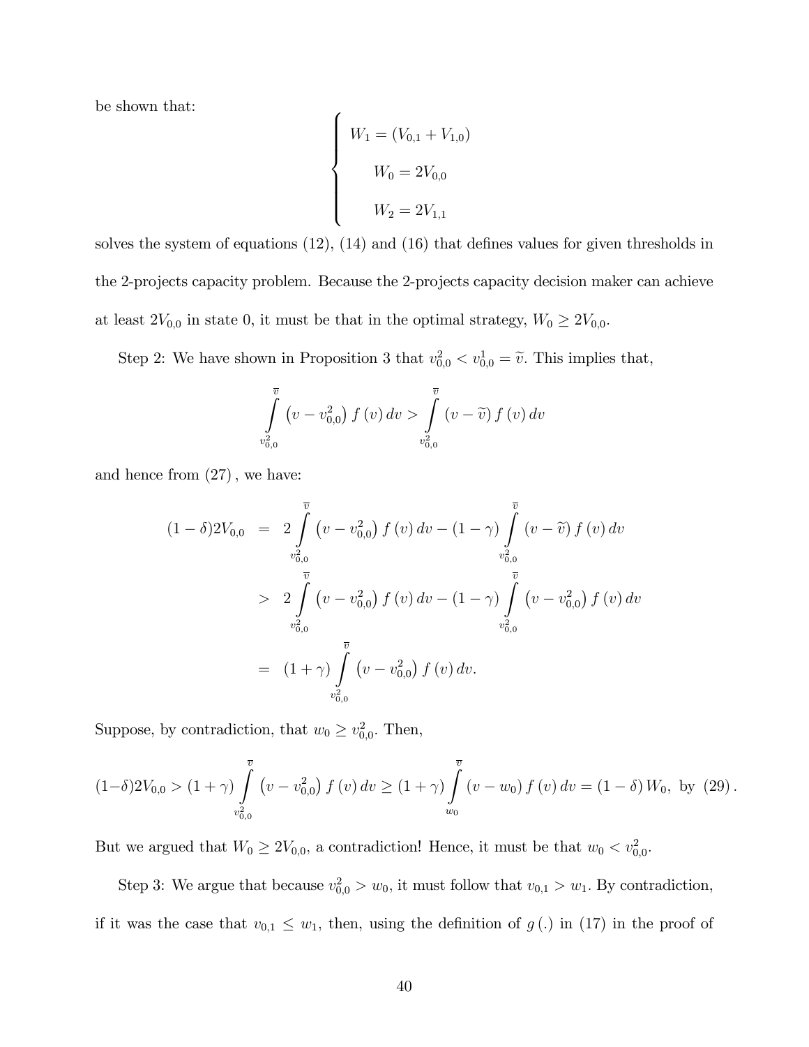be shown that:

$$\begin{cases} W_1 = (V_{0,1} + V_{1,0}) \\ \quad W_0 = 2V_{0,0} \\ \quad W_2 = 2V_{1,1} \end{cases}$$

solves the system of equations (12), (14) and (16) that defines values for given thresholds in the 2-projects capacity problem. Because the 2-projects capacity decision maker can achieve at least $2V_{0,0}$ in state 0, it must be that in the optimal strategy, $W_0 \geq 2V_{0,0}$.

Step 2: We have shown in Proposition 3 that $v_{0,0}^2 < v_{0,0}^1 = \widetilde{v}$. This implies that,

$$\int_{v_{0,0}^2}^{\overline{v}} \left(v - v_{0,0}^2\right) f(v)\, dv > \int_{v_{0,0}^2}^{\overline{v}} (v - \widetilde{v}) f(v)\, dv$$

and hence from (27), we have:

$$\begin{aligned}
(1-\delta)2V_{0,0} &= 2\int_{v_{0,0}^2}^{\overline{v}} \left(v - v_{0,0}^2\right) f(v)\, dv - (1-\gamma)\int_{v_{0,0}^2}^{\overline{v}} (v - \widetilde{v}) f(v)\, dv \\
&> 2\int_{v_{0,0}^2}^{\overline{v}} \left(v - v_{0,0}^2\right) f(v)\, dv - (1-\gamma)\int_{v_{0,0}^2}^{\overline{v}} \left(v - v_{0,0}^2\right) f(v)\, dv \\
&= (1+\gamma)\int_{v_{0,0}^2}^{\overline{v}} \left(v - v_{0,0}^2\right) f(v)\, dv.
\end{aligned}$$

Suppose, by contradiction, that $w_0 \geq v_{0,0}^2$. Then,

$$(1-\delta)2V_{0,0} > (1+\gamma)\int_{v_{0,0}^2}^{\overline{v}} \left(v - v_{0,0}^2\right) f(v)\, dv \geq (1+\gamma)\int_{w_0}^{\overline{v}} (v - w_0) f(v)\, dv = (1-\delta) W_0, \text{ by } (29).$$

But we argued that $W_0 \geq 2V_{0,0}$, a contradiction! Hence, it must be that $w_0 < v_{0,0}^2$.

Step 3: We argue that because $v_{0,0}^2 > w_0$, it must follow that $v_{0,1} > w_1$. By contradiction, if it was the case that $v_{0,1} \leq w_1$, then, using the definition of $g(.)$ in (17) in the proof of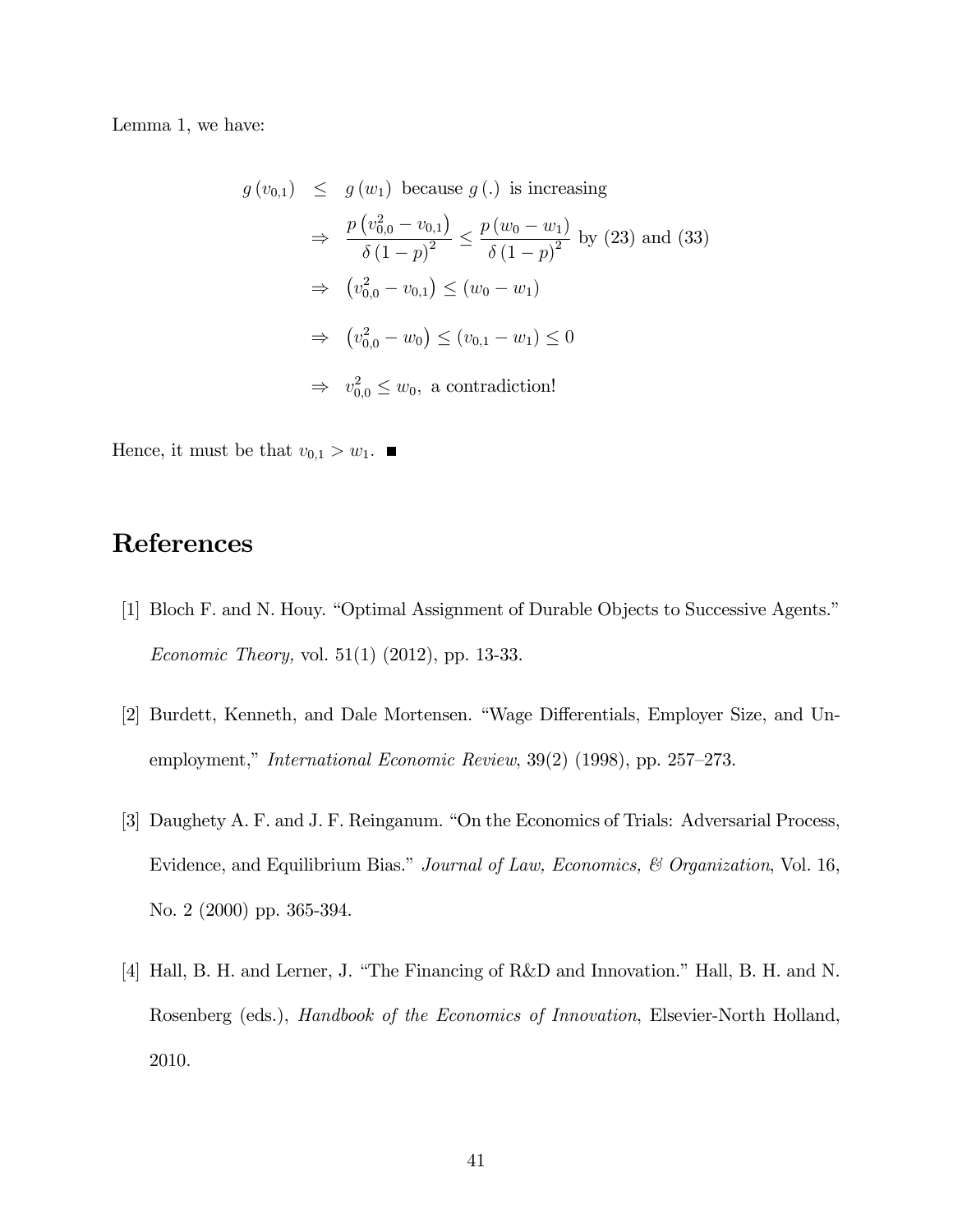Lemma 1, we have:

$$
\begin{aligned}
g(v_{0,1}) &\leq g(w_1) \text{ because } g(.) \text{ is increasing} \\
&\Rightarrow \frac{p\left(v_{0,0}^2 - v_{0,1}\right)}{\delta(1-p)^2} \leq \frac{p(w_0 - w_1)}{\delta(1-p)^2} \text{ by (23) and (33)} \\
&\Rightarrow \left(v_{0,0}^2 - v_{0,1}\right) \leq (w_0 - w_1) \\
&\Rightarrow \left(v_{0,0}^2 - w_0\right) \leq (v_{0,1} - w_1) \leq 0 \\
&\Rightarrow v_{0,0}^2 \leq w_0, \text{ a contradiction!}
\end{aligned}
$$

Hence, it must be that $v_{0,1} > w_1$. ■

# References

[1] Bloch F. and N. Houy. "Optimal Assignment of Durable Objects to Successive Agents." *Economic Theory,* vol. 51(1) (2012), pp. 13-33.

[2] Burdett, Kenneth, and Dale Mortensen. "Wage Differentials, Employer Size, and Unemployment," *International Economic Review*, 39(2) (1998), pp. 257–273.

[3] Daughety A. F. and J. F. Reinganum. "On the Economics of Trials: Adversarial Process, Evidence, and Equilibrium Bias." *Journal of Law, Economics, & Organization*, Vol. 16, No. 2 (2000) pp. 365-394.

[4] Hall, B. H. and Lerner, J. "The Financing of R&D and Innovation." Hall, B. H. and N. Rosenberg (eds.), *Handbook of the Economics of Innovation*, Elsevier-North Holland, 2010.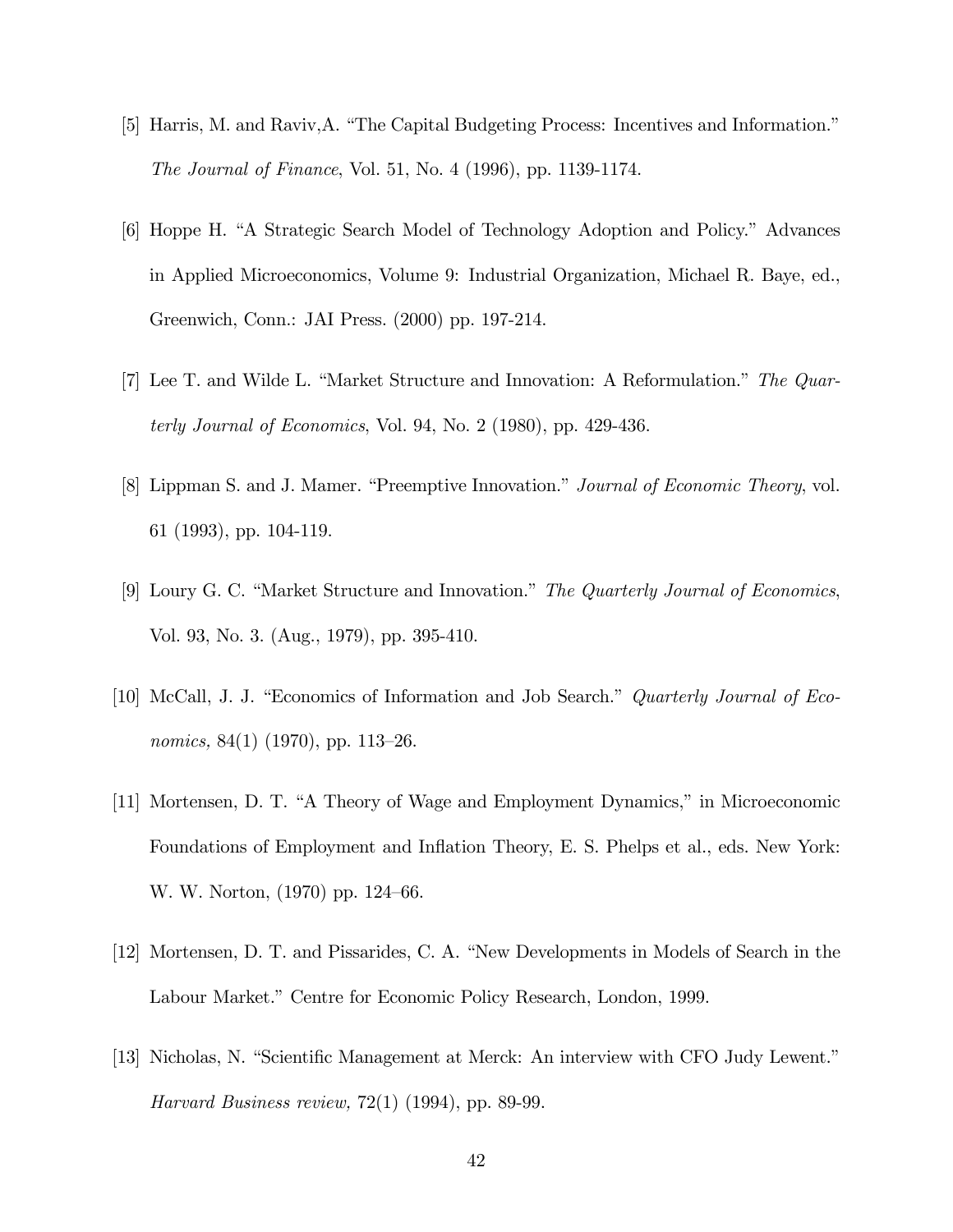[5] Harris, M. and Raviv,A. "The Capital Budgeting Process: Incentives and Information." *The Journal of Finance*, Vol. 51, No. 4 (1996), pp. 1139-1174.

[6] Hoppe H. "A Strategic Search Model of Technology Adoption and Policy." Advances in Applied Microeconomics, Volume 9: Industrial Organization, Michael R. Baye, ed., Greenwich, Conn.: JAI Press. (2000) pp. 197-214.

[7] Lee T. and Wilde L. "Market Structure and Innovation: A Reformulation." *The Quarterly Journal of Economics*, Vol. 94, No. 2 (1980), pp. 429-436.

[8] Lippman S. and J. Mamer. "Preemptive Innovation." *Journal of Economic Theory*, vol. 61 (1993), pp. 104-119.

[9] Loury G. C. "Market Structure and Innovation." *The Quarterly Journal of Economics*, Vol. 93, No. 3. (Aug., 1979), pp. 395-410.

[10] McCall, J. J. "Economics of Information and Job Search." *Quarterly Journal of Economics,* 84(1) (1970), pp. 113–26.

[11] Mortensen, D. T. "A Theory of Wage and Employment Dynamics," in Microeconomic Foundations of Employment and Inflation Theory, E. S. Phelps et al., eds. New York: W. W. Norton, (1970) pp. 124–66.

[12] Mortensen, D. T. and Pissarides, C. A. "New Developments in Models of Search in the Labour Market." Centre for Economic Policy Research, London, 1999.

[13] Nicholas, N. "Scientific Management at Merck: An interview with CFO Judy Lewent." *Harvard Business review,* 72(1) (1994), pp. 89-99.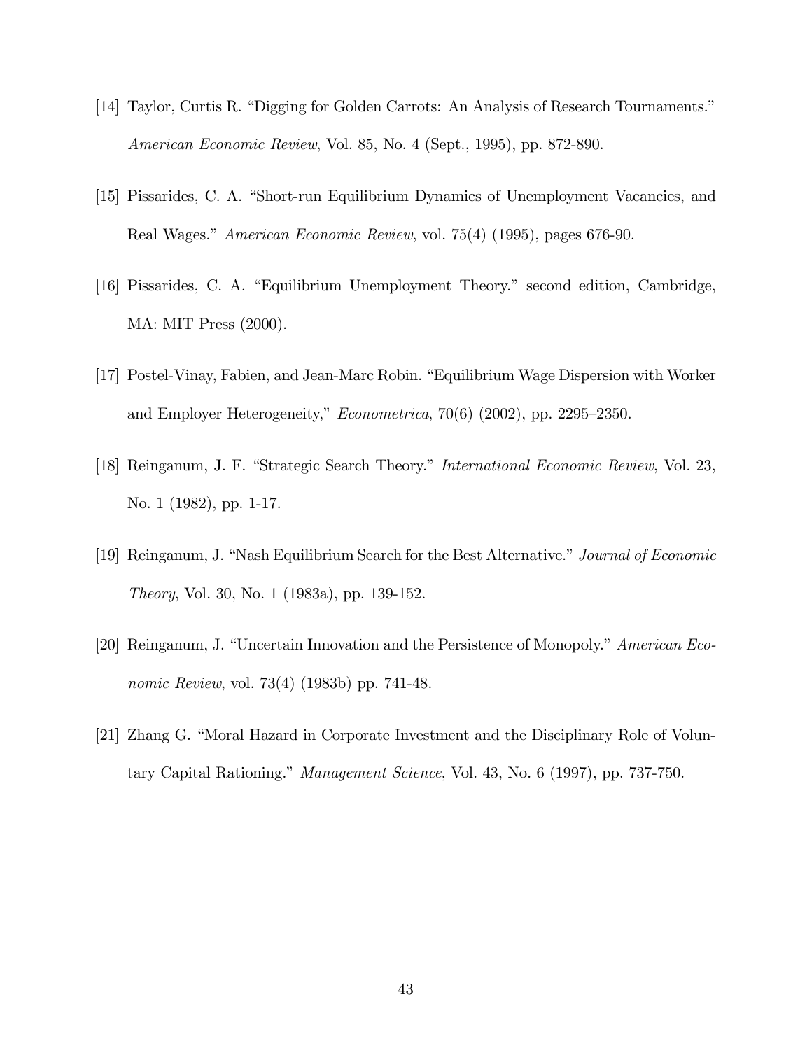[14] Taylor, Curtis R. "Digging for Golden Carrots: An Analysis of Research Tournaments." *American Economic Review*, Vol. 85, No. 4 (Sept., 1995), pp. 872-890.

[15] Pissarides, C. A. "Short-run Equilibrium Dynamics of Unemployment Vacancies, and Real Wages." *American Economic Review*, vol. 75(4) (1995), pages 676-90.

[16] Pissarides, C. A. "Equilibrium Unemployment Theory." second edition, Cambridge, MA: MIT Press (2000).

[17] Postel-Vinay, Fabien, and Jean-Marc Robin. "Equilibrium Wage Dispersion with Worker and Employer Heterogeneity," *Econometrica*, 70(6) (2002), pp. 2295–2350.

[18] Reinganum, J. F. "Strategic Search Theory." *International Economic Review*, Vol. 23, No. 1 (1982), pp. 1-17.

[19] Reinganum, J. "Nash Equilibrium Search for the Best Alternative." *Journal of Economic Theory*, Vol. 30, No. 1 (1983a), pp. 139-152.

[20] Reinganum, J. "Uncertain Innovation and the Persistence of Monopoly." *American Economic Review*, vol. 73(4) (1983b) pp. 741-48.

[21] Zhang G. "Moral Hazard in Corporate Investment and the Disciplinary Role of Voluntary Capital Rationing." *Management Science*, Vol. 43, No. 6 (1997), pp. 737-750.